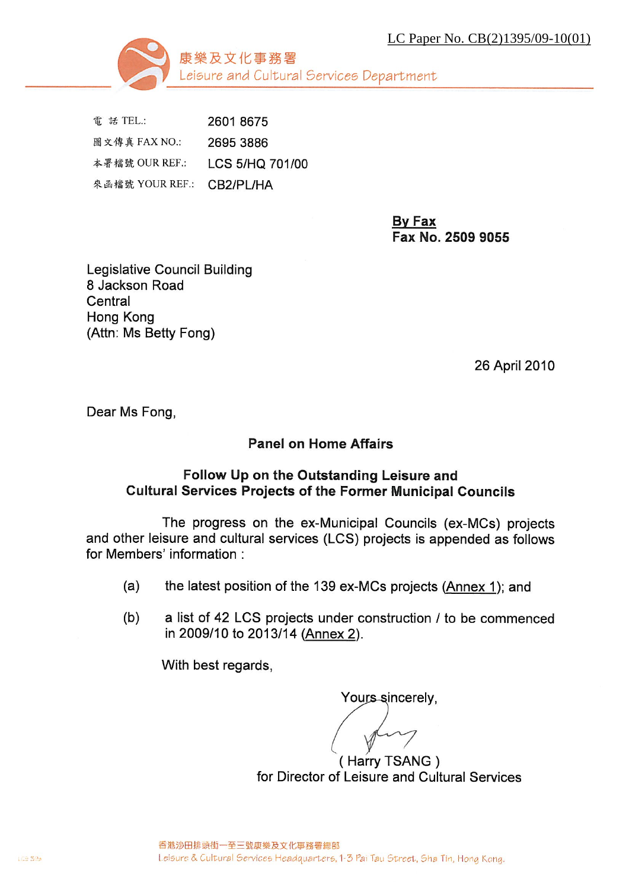LC Paper No. CB(2)1395/09-10(01)

康樂及文化事務署
Leisure and Cultural Services Department

| | |
|---|---|
| 電 話 TEL.: | 2601 8675 |
| 圖文傳真 FAX NO.: | 2695 3886 |
| 本署檔號 OUR REF.: | LCS 5/HQ 701/00 |
| 來函檔號 YOUR REF.: | CB2/PL/HA |

**By Fax**
**Fax No. 2509 9055**

Legislative Council Building
8 Jackson Road
Central
Hong Kong
(Attn: Ms Betty Fong)

26 April 2010

Dear Ms Fong,

**Panel on Home Affairs**

**Follow Up on the Outstanding Leisure and Cultural Services Projects of the Former Municipal Councils**

The progress on the ex-Municipal Councils (ex-MCs) projects and other leisure and cultural services (LCS) projects is appended as follows for Members' information :

(a) the latest position of the 139 ex-MCs projects (Annex 1); and

(b) a list of 42 LCS projects under construction / to be commenced in 2009/10 to 2013/14 (Annex 2).

With best regards,

Yours sincerely,

( Harry TSANG )
for Director of Leisure and Cultural Services

香港沙田排頭街一至三號康樂及文化事務署總部
Leisure & Cultural Services Headquarters, 1-3 Pai Tau Street, Sha Tin, Hong Kong.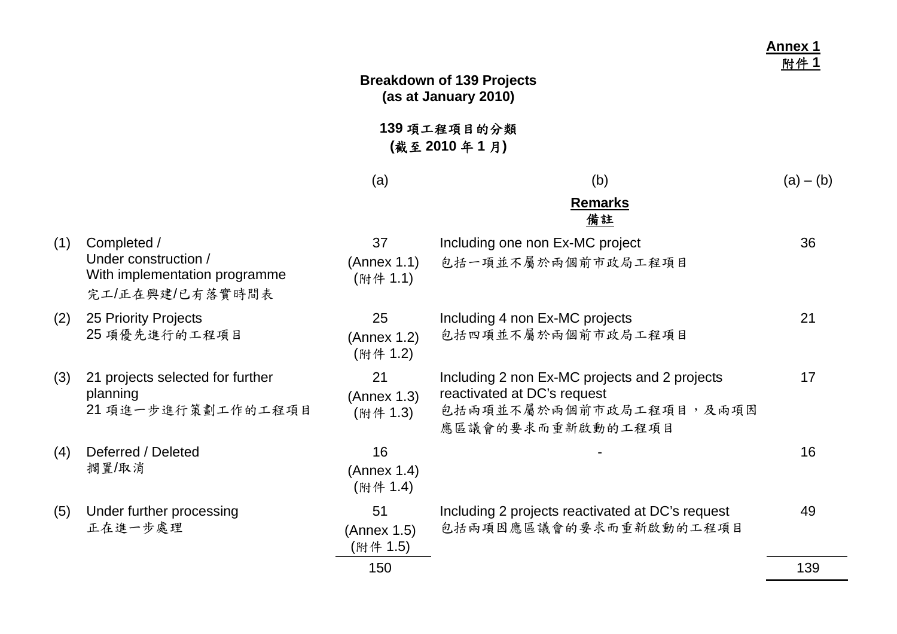**Annex 1**
**附件 1**

## Breakdown of 139 Projects (as at January 2010)

## 139 項工程項目的分類 (截至 2010 年 1 月)

| | | (a) | (b) Remarks 備註 | (a) – (b) |
|---|---|---|---|---|
| (1) | Completed / Under construction / With implementation programme<br>完工/正在興建/已有落實時間表 | 37<br>(Annex 1.1)<br>(附件 1.1) | Including one non Ex-MC project<br>包括一項並不屬於兩個前市政局工程項目 | 36 |
| (2) | 25 Priority Projects<br>25 項優先進行的工程項目 | 25<br>(Annex 1.2)<br>(附件 1.2) | Including 4 non Ex-MC projects<br>包括四項並不屬於兩個前市政局工程項目 | 21 |
| (3) | 21 projects selected for further planning<br>21 項進一步進行策劃工作的工程項目 | 21<br>(Annex 1.3)<br>(附件 1.3) | Including 2 non Ex-MC projects and 2 projects reactivated at DC's request<br>包括兩項並不屬於兩個前市政局工程項目，及兩項因應區議會的要求而重新啟動的工程項目 | 17 |
| (4) | Deferred / Deleted<br>擱置/取消 | 16<br>(Annex 1.4)<br>(附件 1.4) | - | 16 |
| (5) | Under further processing<br>正在進一步處理 | 51<br>(Annex 1.5)<br>(附件 1.5) | Including 2 projects reactivated at DC's request<br>包括兩項因應區議會的要求而重新啟動的工程項目 | 49 |
| | | 150 | | 139 |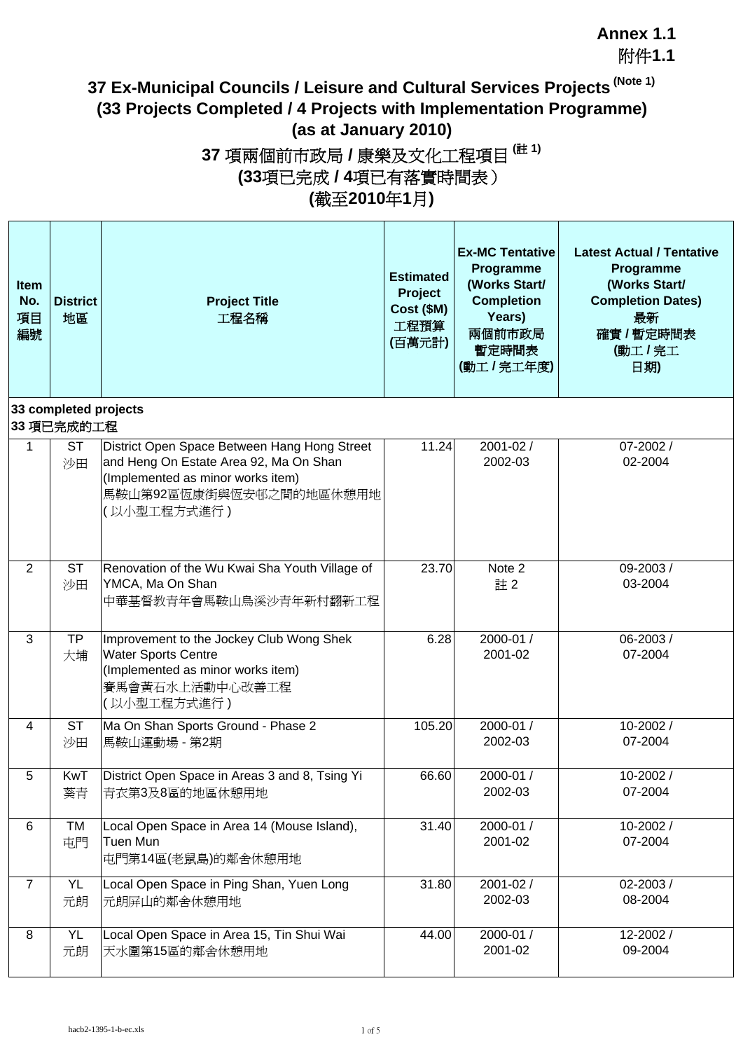**Annex 1.1**
附件**1.1**

# 37 Ex-Municipal Councils / Leisure and Cultural Services Projects (Note 1)
## (33 Projects Completed / 4 Projects with Implementation Programme)
## (as at January 2010)

# 37 項兩個前市政局 / 康樂及文化工程項目 (註 1)
## (33項已完成 / 4項已有落實時間表)
## (截至2010年1月)

| Item No. 項目編號 | District 地區 | Project Title 工程名稱 | Estimated Project Cost ($M) 工程預算 (百萬元計) | Ex-MC Tentative Programme (Works Start/ Completion Years) 兩個前市政局暫定時間表 (動工 / 完工年度) | Latest Actual / Tentative Programme (Works Start/ Completion Dates) 最新確實 / 暫定時間表 (動工 / 完工日期) |
|---|---|---|---|---|---|
| **33 completed projects 33 項已完成的工程** | | | | | |
| 1 | ST 沙田 | District Open Space Between Hang Hong Street and Heng On Estate Area 92, Ma On Shan (Implemented as minor works item) 馬鞍山第92區恆康街與恆安邨之間的地區休憩用地 (以小型工程方式進行) | 11.24 | 2001-02 / 2002-03 | 07-2002 / 02-2004 |
| 2 | ST 沙田 | Renovation of the Wu Kwai Sha Youth Village of YMCA, Ma On Shan 中華基督教青年會馬鞍山烏溪沙青年新村翻新工程 | 23.70 | Note 2 註 2 | 09-2003 / 03-2004 |
| 3 | TP 大埔 | Improvement to the Jockey Club Wong Shek Water Sports Centre (Implemented as minor works item) 賽馬會黃石水上活動中心改善工程 (以小型工程方式進行) | 6.28 | 2000-01 / 2001-02 | 06-2003 / 07-2004 |
| 4 | ST 沙田 | Ma On Shan Sports Ground - Phase 2 馬鞍山運動場 - 第2期 | 105.20 | 2000-01 / 2002-03 | 10-2002 / 07-2004 |
| 5 | KwT 葵青 | District Open Space in Areas 3 and 8, Tsing Yi 青衣第3及8區的地區休憩用地 | 66.60 | 2000-01 / 2002-03 | 10-2002 / 07-2004 |
| 6 | TM 屯門 | Local Open Space in Area 14 (Mouse Island), Tuen Mun 屯門第14區(老鼠島)的鄰舍休憩用地 | 31.40 | 2000-01 / 2001-02 | 10-2002 / 07-2004 |
| 7 | YL 元朗 | Local Open Space in Ping Shan, Yuen Long 元朗屏山的鄰舍休憩用地 | 31.80 | 2001-02 / 2002-03 | 02-2003 / 08-2004 |
| 8 | YL 元朗 | Local Open Space in Area 15, Tin Shui Wai 天水圍第15區的鄰舍休憩用地 | 44.00 | 2000-01 / 2001-02 | 12-2002 / 09-2004 |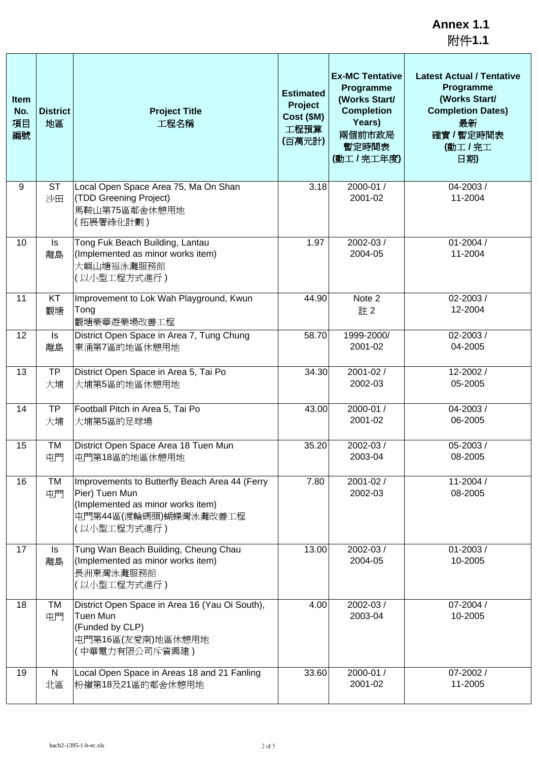**Annex 1.1**
**附件1.1**

| Item No. 項目編號 | District 地區 | Project Title 工程名稱 | Estimated Project Cost ($M) 工程預算 (百萬元計) | Ex-MC Tentative Programme (Works Start/ Completion Years) 兩個前市政局暫定時間表 (動工 / 完工年度) | Latest Actual / Tentative Programme (Works Start/ Completion Dates) 最新確實 / 暫定時間表 (動工 / 完工 日期) |
|---|---|---|---|---|---|
| 9 | ST 沙田 | Local Open Space Area 75, Ma On Shan (TDD Greening Project) 馬鞍山第75區鄰舍休憩用地 (拓展署綠化計劃) | 3.18 | 2000-01 / 2001-02 | 04-2003 / 11-2004 |
| 10 | Is 離島 | Tong Fuk Beach Building, Lantau (Implemented as minor works item) 大嶼山塘福泳灘服務館 (以小型工程方式進行) | 1.97 | 2002-03 / 2004-05 | 01-2004 / 11-2004 |
| 11 | KT 觀塘 | Improvement to Lok Wah Playground, Kwun Tong 觀塘樂華遊樂場改善工程 | 44.90 | Note 2 註 2 | 02-2003 / 12-2004 |
| 12 | Is 離島 | District Open Space in Area 7, Tung Chung 東涌第7區的地區休憩用地 | 58.70 | 1999-2000/ 2001-02 | 02-2003 / 04-2005 |
| 13 | TP 大埔 | District Open Space in Area 5, Tai Po 大埔第5區的地區休憩用地 | 34.30 | 2001-02 / 2002-03 | 12-2002 / 05-2005 |
| 14 | TP 大埔 | Football Pitch in Area 5, Tai Po 大埔第5區的足球場 | 43.00 | 2000-01 / 2001-02 | 04-2003 / 06-2005 |
| 15 | TM 屯門 | District Open Space Area 18 Tuen Mun 屯門第18區的地區休憩用地 | 35.20 | 2002-03 / 2003-04 | 05-2003 / 08-2005 |
| 16 | TM 屯門 | Improvements to Butterfly Beach Area 44 (Ferry Pier) Tuen Mun (Implemented as minor works item) 屯門第44區(渡輪碼頭)蝴蝶灣泳灘改善工程 (以小型工程方式進行) | 7.80 | 2001-02 / 2002-03 | 11-2004 / 08-2005 |
| 17 | Is 離島 | Tung Wan Beach Building, Cheung Chau (Implemented as minor works item) 長洲東灣泳灘服務館 (以小型工程方式進行) | 13.00 | 2002-03 / 2004-05 | 01-2003 / 10-2005 |
| 18 | TM 屯門 | District Open Space in Area 16 (Yau Oi South), Tuen Mun (Funded by CLP) 屯門第16區(友愛南)地區休憩用地 (中華電力有限公司斥資興建) | 4.00 | 2002-03 / 2003-04 | 07-2004 / 10-2005 |
| 19 | N 北區 | Local Open Space in Areas 18 and 21 Fanling 粉嶺第18及21區的鄰舍休憩用地 | 33.60 | 2000-01 / 2001-02 | 07-2002 / 11-2005 |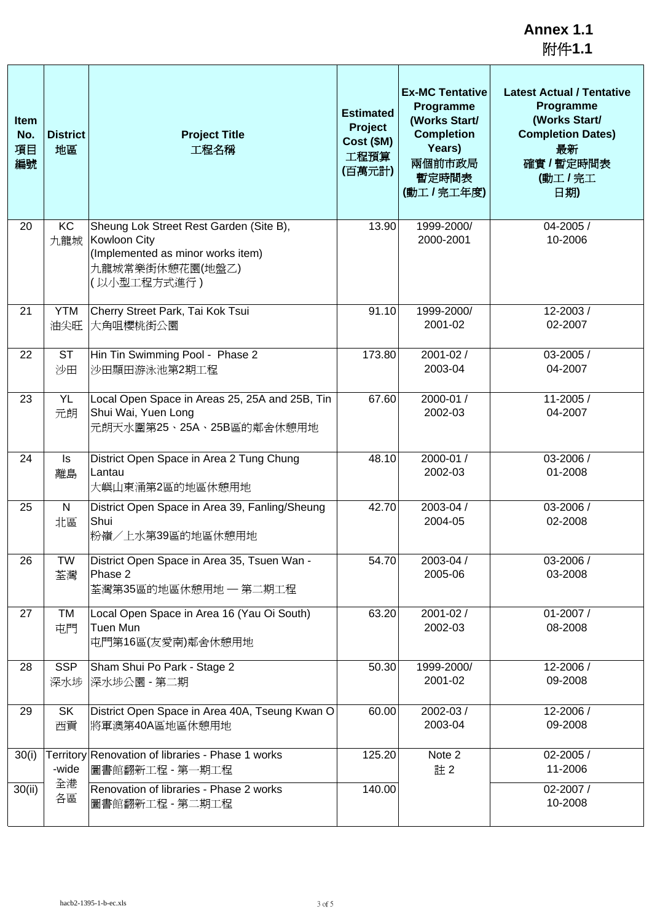**Annex 1.1**
附件**1.1**

| Item No. 項目編號 | District 地區 | Project Title 工程名稱 | Estimated Project Cost ($M) 工程預算 (百萬元計) | Ex-MC Tentative Programme (Works Start/ Completion Years) 兩個前市政局暫定時間表 (動工 / 完工年度) | Latest Actual / Tentative Programme (Works Start/ Completion Dates) 最新確實 / 暫定時間表 (動工 / 完工日期) |
|---|---|---|---|---|---|
| 20 | KC 九龍城 | Sheung Lok Street Rest Garden (Site B), Kowloon City (Implemented as minor works item) 九龍城常樂街休憩花園(地盤乙) (以小型工程方式進行) | 13.90 | 1999-2000/ 2000-2001 | 04-2005 / 10-2006 |
| 21 | YTM 油尖旺 | Cherry Street Park, Tai Kok Tsui 大角咀櫻桃街公園 | 91.10 | 1999-2000/ 2001-02 | 12-2003 / 02-2007 |
| 22 | ST 沙田 | Hin Tin Swimming Pool - Phase 2 沙田顯田游泳池第2期工程 | 173.80 | 2001-02 / 2003-04 | 03-2005 / 04-2007 |
| 23 | YL 元朗 | Local Open Space in Areas 25, 25A and 25B, Tin Shui Wai, Yuen Long 元朗天水圍第25、25A、25B區的鄰舍休憩用地 | 67.60 | 2000-01 / 2002-03 | 11-2005 / 04-2007 |
| 24 | Is 離島 | District Open Space in Area 2 Tung Chung Lantau 大嶼山東涌第2區的地區休憩用地 | 48.10 | 2000-01 / 2002-03 | 03-2006 / 01-2008 |
| 25 | N 北區 | District Open Space in Area 39, Fanling/Sheung Shui 粉嶺／上水第39區的地區休憩用地 | 42.70 | 2003-04 / 2004-05 | 03-2006 / 02-2008 |
| 26 | TW 荃灣 | District Open Space in Area 35, Tsuen Wan - Phase 2 荃灣第35區的地區休憩用地 — 第二期工程 | 54.70 | 2003-04 / 2005-06 | 03-2006 / 03-2008 |
| 27 | TM 屯門 | Local Open Space in Area 16 (Yau Oi South) Tuen Mun 屯門第16區(友愛南)鄰舍休憩用地 | 63.20 | 2001-02 / 2002-03 | 01-2007 / 08-2008 |
| 28 | SSP 深水埗 | Sham Shui Po Park - Stage 2 深水埗公園 - 第二期 | 50.30 | 1999-2000/ 2001-02 | 12-2006 / 09-2008 |
| 29 | SK 西貢 | District Open Space in Area 40A, Tseung Kwan O 將軍澳第40A區地區休憩用地 | 60.00 | 2002-03 / 2003-04 | 12-2006 / 09-2008 |
| 30(i) | Territory-wide 全港各區 | Renovation of libraries - Phase 1 works 圖書館翻新工程 - 第一期工程 | 125.20 | Note 2 註 2 | 02-2005 / 11-2006 |
| 30(ii) | | Renovation of libraries - Phase 2 works 圖書館翻新工程 - 第二期工程 | 140.00 | | 02-2007 / 10-2008 |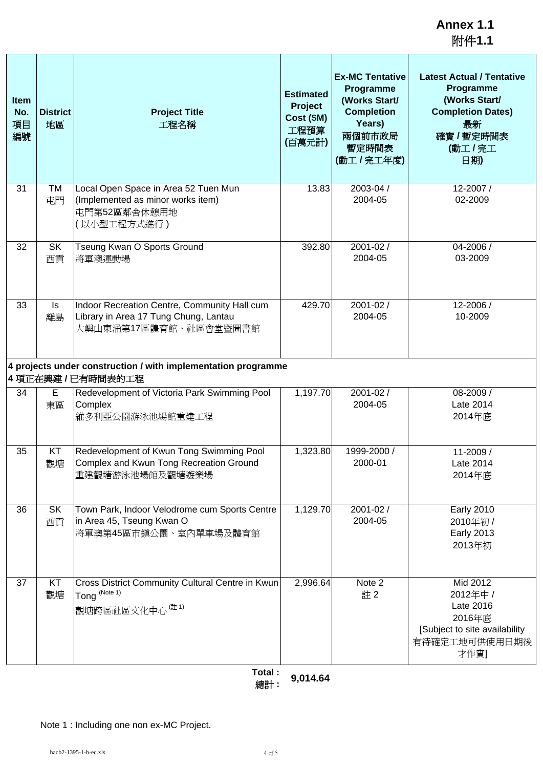**Annex 1.1**
**附件1.1**

| Item No. 項目編號 | District 地區 | Project Title 工程名稱 | Estimated Project Cost ($M) 工程預算 (百萬元計) | Ex-MC Tentative Programme (Works Start/ Completion Years) 兩個前市政局暫定時間表 (動工 / 完工年度) | Latest Actual / Tentative Programme (Works Start/ Completion Dates) 最新確實 / 暫定時間表 (動工 / 完工日期) |
|---|---|---|---|---|---|
| 31 | TM 屯門 | Local Open Space in Area 52 Tuen Mun (Implemented as minor works item) 屯門第52區鄰舍休憩用地 (以小型工程方式進行) | 13.83 | 2003-04 / 2004-05 | 12-2007 / 02-2009 |
| 32 | SK 西貢 | Tseung Kwan O Sports Ground 將軍澳運動場 | 392.80 | 2001-02 / 2004-05 | 04-2006 / 03-2009 |
| 33 | Is 離島 | Indoor Recreation Centre, Community Hall cum Library in Area 17 Tung Chung, Lantau 大嶼山東涌第17區體育館、社區會堂暨圖書館 | 429.70 | 2001-02 / 2004-05 | 12-2006 / 10-2009 |
| **4 projects under construction / with implementation programme 4 項正在興建 / 已有時間表的工程** | | | | | |
| 34 | E 東區 | Redevelopment of Victoria Park Swimming Pool Complex 維多利亞公園游泳池場館重建工程 | 1,197.70 | 2001-02 / 2004-05 | 08-2009 / Late 2014 2014年底 |
| 35 | KT 觀塘 | Redevelopment of Kwun Tong Swimming Pool Complex and Kwun Tong Recreation Ground 重建觀塘游泳池場館及觀塘遊樂場 | 1,323.80 | 1999-2000 / 2000-01 | 11-2009 / Late 2014 2014年底 |
| 36 | SK 西貢 | Town Park, Indoor Velodrome cum Sports Centre in Area 45, Tseung Kwan O 將軍澳第45區市鎮公園、室內單車場及體育館 | 1,129.70 | 2001-02 / 2004-05 | Early 2010 2010年初 / Early 2013 2013年初 |
| 37 | KT 觀塘 | Cross District Community Cultural Centre in Kwun Tong (Note 1) 觀塘跨區社區文化中心 (註 1) | 2,996.64 | Note 2 註 2 | Mid 2012 2012年中 / Late 2016 2016年底 [Subject to site availability 有待確定工地可供使用日期後才作實] |
| | | **Total : 總計 :** | **9,014.64** | | |

Note 1 : Including one non ex-MC Project.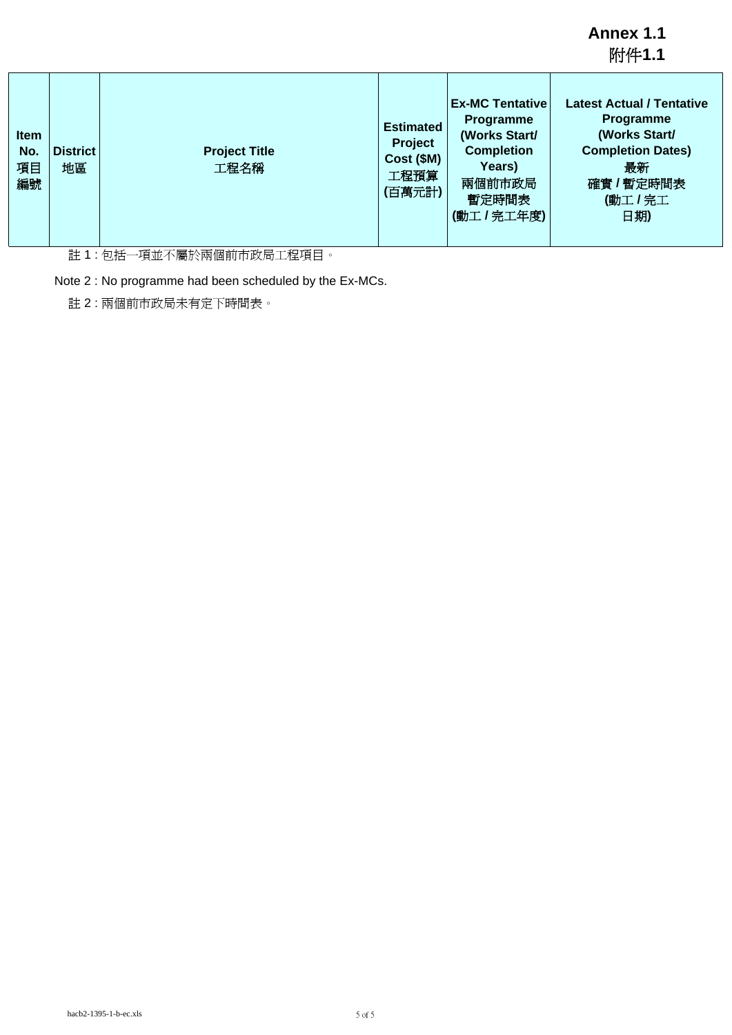**Annex 1.1**
附件**1.1**

| Item No. 項目編號 | District 地區 | Project Title 工程名稱 | Estimated Project Cost ($M) 工程預算 (百萬元計) | Ex-MC Tentative Programme (Works Start/ Completion Years) 兩個前市政局暫定時間表 (動工 / 完工年度) | Latest Actual / Tentative Programme (Works Start/ Completion Dates) 最新 確實 / 暫定時間表 (動工 / 完工 日期) |
|---|---|---|---|---|---|

註 1 : 包括一項並不屬於兩個前市政局工程項目。

Note 2 : No programme had been scheduled by the Ex-MCs.

註 2 : 兩個前市政局未有定下時間表。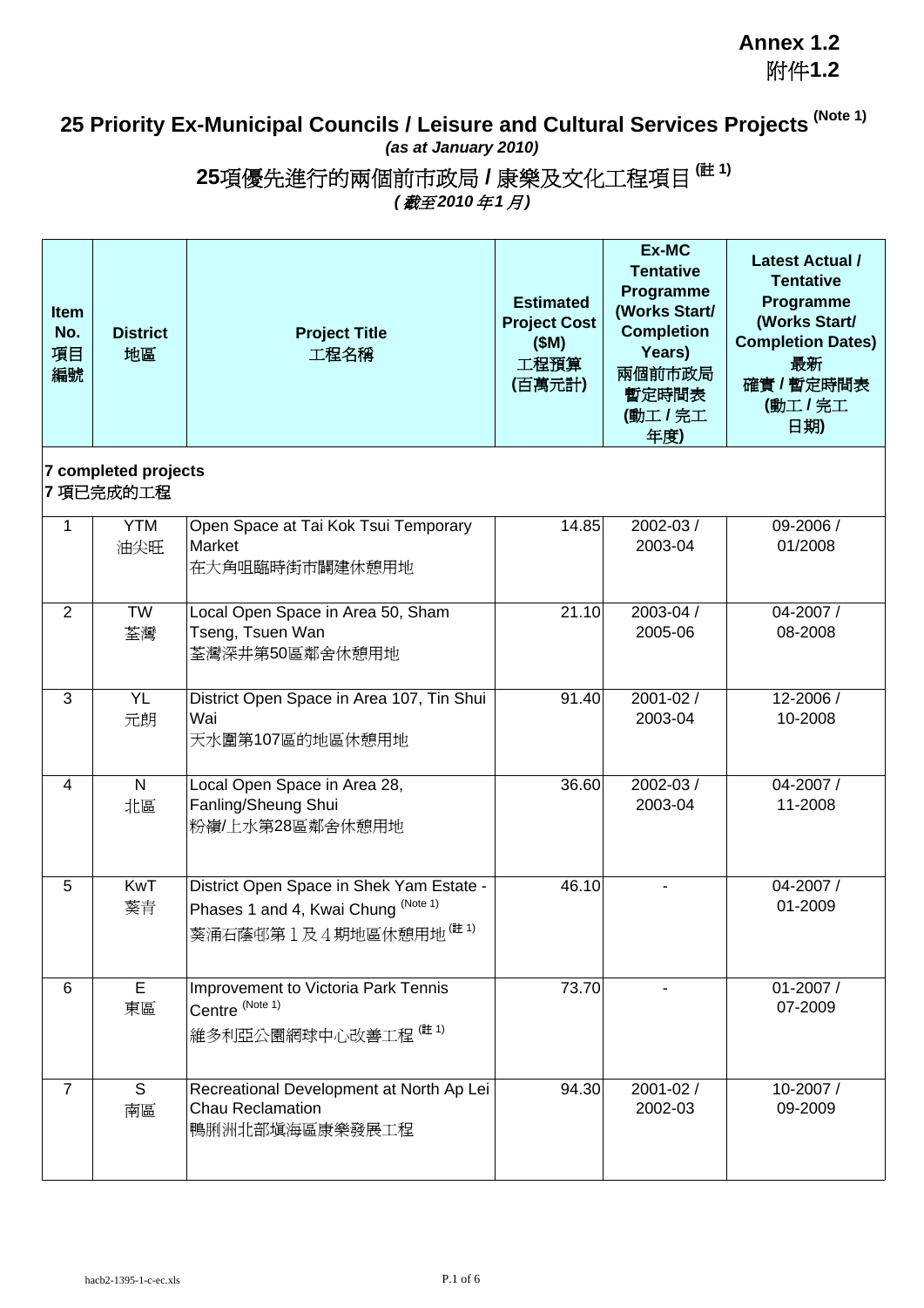**Annex 1.2**
附件**1.2**

# 25 Priority Ex-Municipal Councils / Leisure and Cultural Services Projects (Note 1)

*(as at January 2010)*

# 25項優先進行的兩個前市政局 / 康樂及文化工程項目 (註 1)

*(截至2010 年1 月)*

| Item No. 項目編號 | District 地區 | Project Title 工程名稱 | Estimated Project Cost ($M) 工程預算 (百萬元計) | Ex-MC Tentative Programme (Works Start/ Completion Years) 兩個前市政局暫定時間表 (動工 / 完工年度) | Latest Actual / Tentative Programme (Works Start/ Completion Dates) 最新確實 / 暫定時間表 (動工 / 完工日期) |
|---|---|---|---|---|---|
| **7 completed projects 7 項已完成的工程** | | | | | |
| 1 | YTM 油尖旺 | Open Space at Tai Kok Tsui Temporary Market 在大角咀臨時街市闢建休憩用地 | 14.85 | 2002-03 / 2003-04 | 09-2006 / 01/2008 |
| 2 | TW 荃灣 | Local Open Space in Area 50, Sham Tseng, Tsuen Wan 荃灣深井第50區鄰舍休憩用地 | 21.10 | 2003-04 / 2005-06 | 04-2007 / 08-2008 |
| 3 | YL 元朗 | District Open Space in Area 107, Tin Shui Wai 天水圍第107區的地區休憩用地 | 91.40 | 2001-02 / 2003-04 | 12-2006 / 10-2008 |
| 4 | N 北區 | Local Open Space in Area 28, Fanling/Sheung Shui 粉嶺/上水第28區鄰舍休憩用地 | 36.60 | 2002-03 / 2003-04 | 04-2007 / 11-2008 |
| 5 | KwT 葵青 | District Open Space in Shek Yam Estate - Phases 1 and 4, Kwai Chung (Note 1) 葵涌石蔭邨第１及４期地區休憩用地 (註 1) | 46.10 | - | 04-2007 / 01-2009 |
| 6 | E 東區 | Improvement to Victoria Park Tennis Centre (Note 1) 維多利亞公園網球中心改善工程 (註 1) | 73.70 | - | 01-2007 / 07-2009 |
| 7 | S 南區 | Recreational Development at North Ap Lei Chau Reclamation 鴨脷洲北部填海區康樂發展工程 | 94.30 | 2001-02 / 2002-03 | 10-2007 / 09-2009 |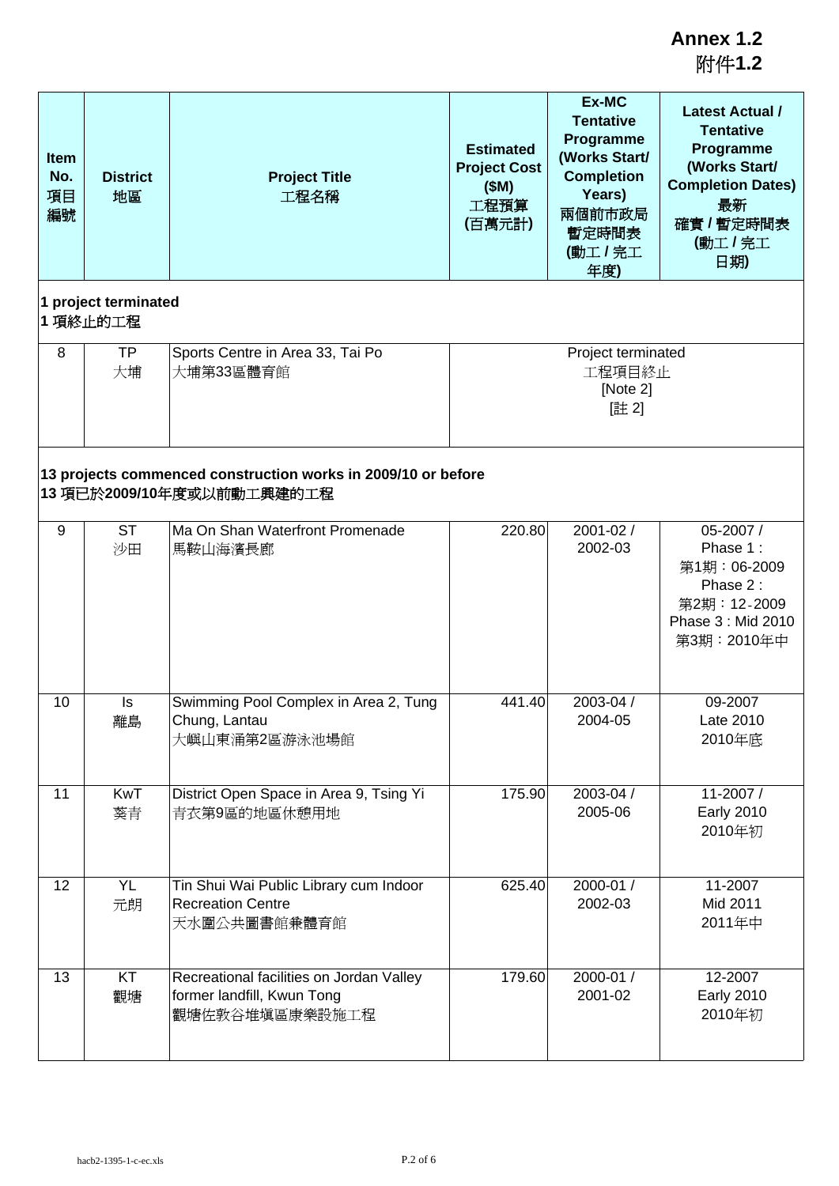**Annex 1.2**
附件**1.2**

| Item No. 項目編號 | District 地區 | Project Title 工程名稱 | Estimated Project Cost ($M) 工程預算 (百萬元計) | Ex-MC Tentative Programme (Works Start/ Completion Years) 兩個前市政局暫定時間表 (動工 / 完工年度) | Latest Actual / Tentative Programme (Works Start/ Completion Dates) 最新確實 / 暫定時間表 (動工 / 完工日期) |
|---|---|---|---|---|---|
| **1 project terminated 1 項終止的工程** | | | | | |
| 8 | TP 大埔 | Sports Centre in Area 33, Tai Po 大埔第33區體育館 | Project terminated 工程項目終止 [Note 2] [註 2] | | |
| **13 projects commenced construction works in 2009/10 or before 13 項已於2009/10年度或以前動工興建的工程** | | | | | |
| 9 | ST 沙田 | Ma On Shan Waterfront Promenade 馬鞍山海濱長廊 | 220.80 | 2001-02 / 2002-03 | 05-2007 / Phase 1 : 第1期：06-2009 Phase 2 : 第2期：12-2009 Phase 3 : Mid 2010 第3期：2010年中 |
| 10 | Is 離島 | Swimming Pool Complex in Area 2, Tung Chung, Lantau 大嶼山東涌第2區游泳池場館 | 441.40 | 2003-04 / 2004-05 | 09-2007 Late 2010 2010年底 |
| 11 | KwT 葵青 | District Open Space in Area 9, Tsing Yi 青衣第9區的地區休憩用地 | 175.90 | 2003-04 / 2005-06 | 11-2007 / Early 2010 2010年初 |
| 12 | YL 元朗 | Tin Shui Wai Public Library cum Indoor Recreation Centre 天水圍公共圖書館兼體育館 | 625.40 | 2000-01 / 2002-03 | 11-2007 Mid 2011 2011年中 |
| 13 | KT 觀塘 | Recreational facilities on Jordan Valley former landfill, Kwun Tong 觀塘佐敦谷堆填區康樂設施工程 | 179.60 | 2000-01 / 2001-02 | 12-2007 Early 2010 2010年初 |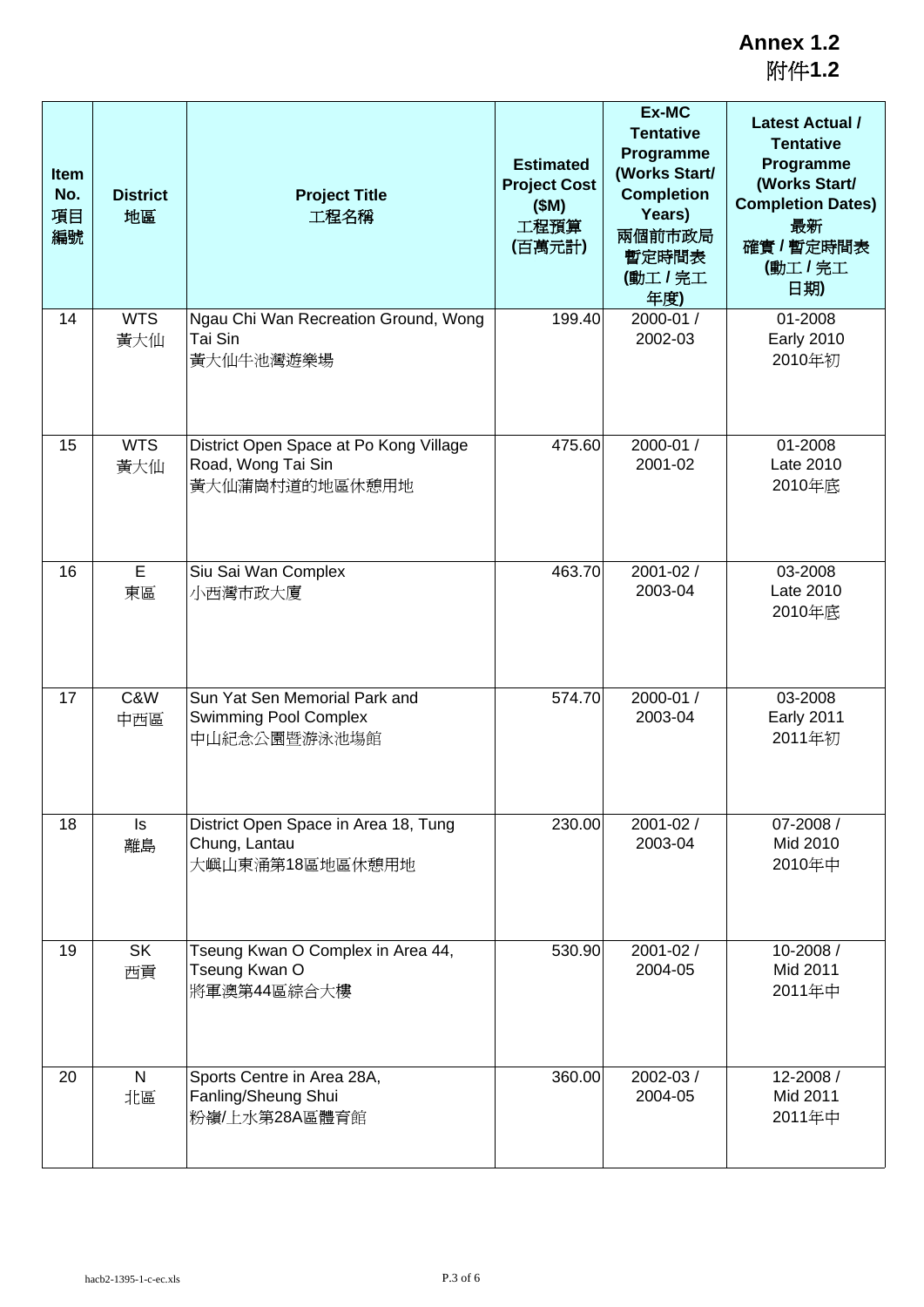**Annex 1.2**
附件**1.2**

| Item No. 項目編號 | District 地區 | Project Title 工程名稱 | Estimated Project Cost ($M) 工程預算 (百萬元計) | Ex-MC Tentative Programme (Works Start/ Completion Years) 兩個前市政局暫定時間表 (動工 / 完工年度) | Latest Actual / Tentative Programme (Works Start/ Completion Dates) 最新確實 / 暫定時間表 (動工 / 完工日期) |
|---|---|---|---|---|---|
| 14 | WTS 黃大仙 | Ngau Chi Wan Recreation Ground, Wong Tai Sin 黃大仙牛池灣遊樂場 | 199.40 | 2000-01 / 2002-03 | 01-2008 Early 2010 2010年初 |
| 15 | WTS 黃大仙 | District Open Space at Po Kong Village Road, Wong Tai Sin 黃大仙蒲崗村道的地區休憩用地 | 475.60 | 2000-01 / 2001-02 | 01-2008 Late 2010 2010年底 |
| 16 | E 東區 | Siu Sai Wan Complex 小西灣市政大廈 | 463.70 | 2001-02 / 2003-04 | 03-2008 Late 2010 2010年底 |
| 17 | C&W 中西區 | Sun Yat Sen Memorial Park and Swimming Pool Complex 中山紀念公園暨游泳池場館 | 574.70 | 2000-01 / 2003-04 | 03-2008 Early 2011 2011年初 |
| 18 | Is 離島 | District Open Space in Area 18, Tung Chung, Lantau 大嶼山東涌第18區地區休憩用地 | 230.00 | 2001-02 / 2003-04 | 07-2008 / Mid 2010 2010年中 |
| 19 | SK 西貢 | Tseung Kwan O Complex in Area 44, Tseung Kwan O 將軍澳第44區綜合大樓 | 530.90 | 2001-02 / 2004-05 | 10-2008 / Mid 2011 2011年中 |
| 20 | N 北區 | Sports Centre in Area 28A, Fanling/Sheung Shui 粉嶺/上水第28A區體育館 | 360.00 | 2002-03 / 2004-05 | 12-2008 / Mid 2011 2011年中 |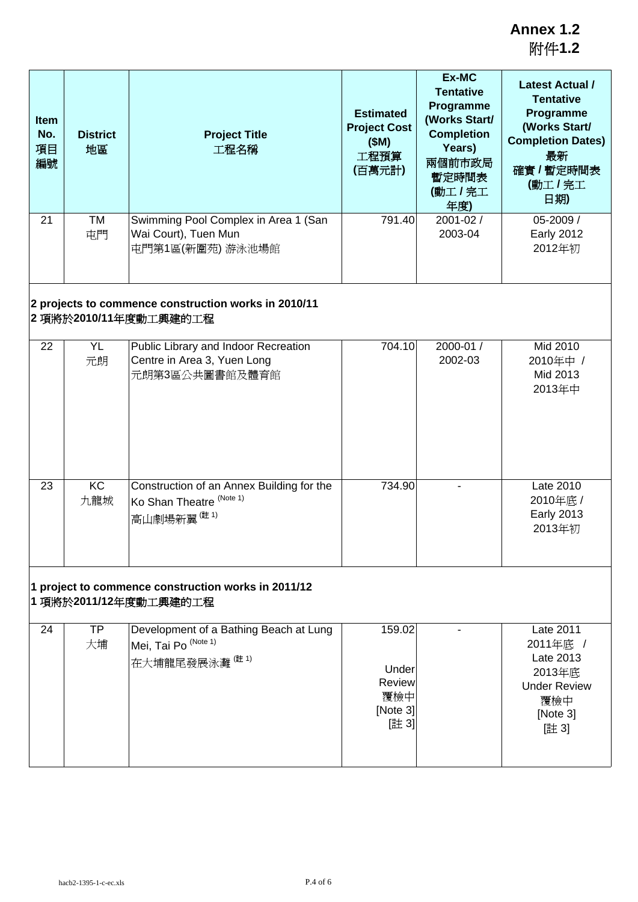# Annex 1.2
# 附件1.2

| Item No. 項目編號 | District 地區 | Project Title 工程名稱 | Estimated Project Cost ($M) 工程預算 (百萬元計) | Ex-MC Tentative Programme (Works Start/ Completion Years) 兩個前市政局暫定時間表 (動工 / 完工年度) | Latest Actual / Tentative Programme (Works Start/ Completion Dates) 最新確實 / 暫定時間表 (動工 / 完工日期) |
|---|---|---|---|---|---|
| 21 | TM 屯門 | Swimming Pool Complex in Area 1 (San Wai Court), Tuen Mun 屯門第1區(新圍苑) 游泳池場館 | 791.40 | 2001-02 / 2003-04 | 05-2009 / Early 2012 2012年初 |
| **2 projects to commence construction works in 2010/11** **2 項將於2010/11年度動工興建的工程** | | | | | |
| 22 | YL 元朗 | Public Library and Indoor Recreation Centre in Area 3, Yuen Long 元朗第3區公共圖書館及體育館 | 704.10 | 2000-01 / 2002-03 | Mid 2010 2010年中 / Mid 2013 2013年中 |
| 23 | KC 九龍城 | Construction of an Annex Building for the Ko Shan Theatre (Note 1) 高山劇場新翼 (註 1) | 734.90 | - | Late 2010 2010年底 / Early 2013 2013年初 |
| **1 project to commence construction works in 2011/12** **1 項將於2011/12年度動工興建的工程** | | | | | |
| 24 | TP 大埔 | Development of a Bathing Beach at Lung Mei, Tai Po (Note 1) 在大埔龍尾發展泳灘 (註 1) | 159.02 Under Review 覆檢中 [Note 3] [註 3] | - | Late 2011 2011年底 / Late 2013 2013年底 Under Review 覆檢中 [Note 3] [註 3] |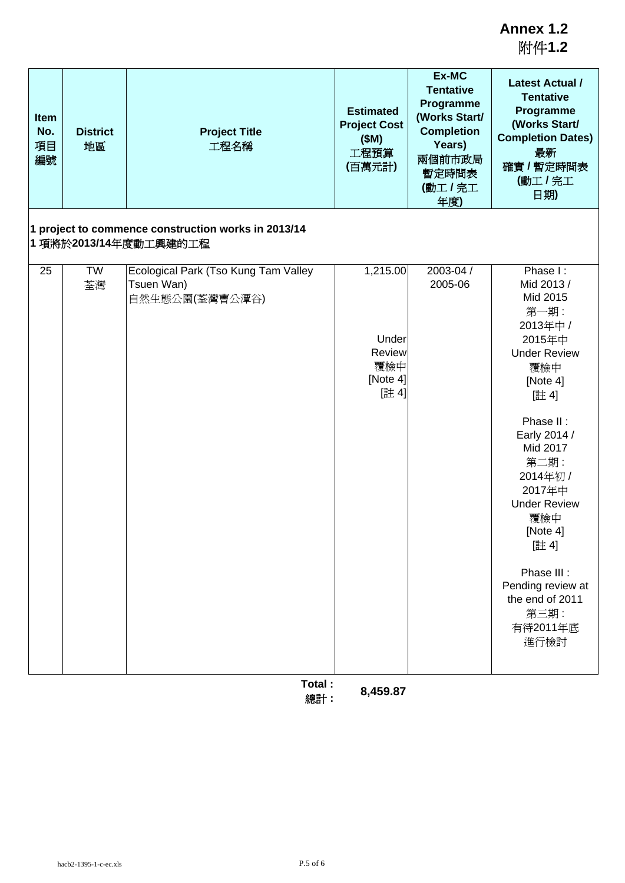**Annex 1.2**
附件**1.2**

| Item No. 項目編號 | District 地區 | Project Title 工程名稱 | Estimated Project Cost ($M) 工程預算 (百萬元計) | Ex-MC Tentative Programme (Works Start/ Completion Years) 兩個前市政局暫定時間表 (動工 / 完工年度) | Latest Actual / Tentative Programme (Works Start/ Completion Dates) 最新確實 / 暫定時間表 (動工 / 完工日期) |
|---|---|---|---|---|---|
| **1 project to commence construction works in 2013/14** **1 項將於2013/14年度動工興建的工程** | | | | | |
| 25 | TW 荃灣 | Ecological Park (Tso Kung Tam Valley Tsuen Wan) 自然生態公園(荃灣曹公潭谷) | 1,215.00 Under Review 覆檢中 [Note 4] [註 4] | 2003-04 / 2005-06 | Phase I : Mid 2013 / Mid 2015 第一期 : 2013年中 / 2015年中 Under Review 覆檢中 [Note 4] [註 4] Phase II : Early 2014 / Mid 2017 第二期 : 2014年初 / 2017年中 Under Review 覆檢中 [Note 4] [註 4] Phase III : Pending review at the end of 2011 第三期 : 有待2011年底進行檢討 |
| | | **Total : 總計 :** | **8,459.87** | | |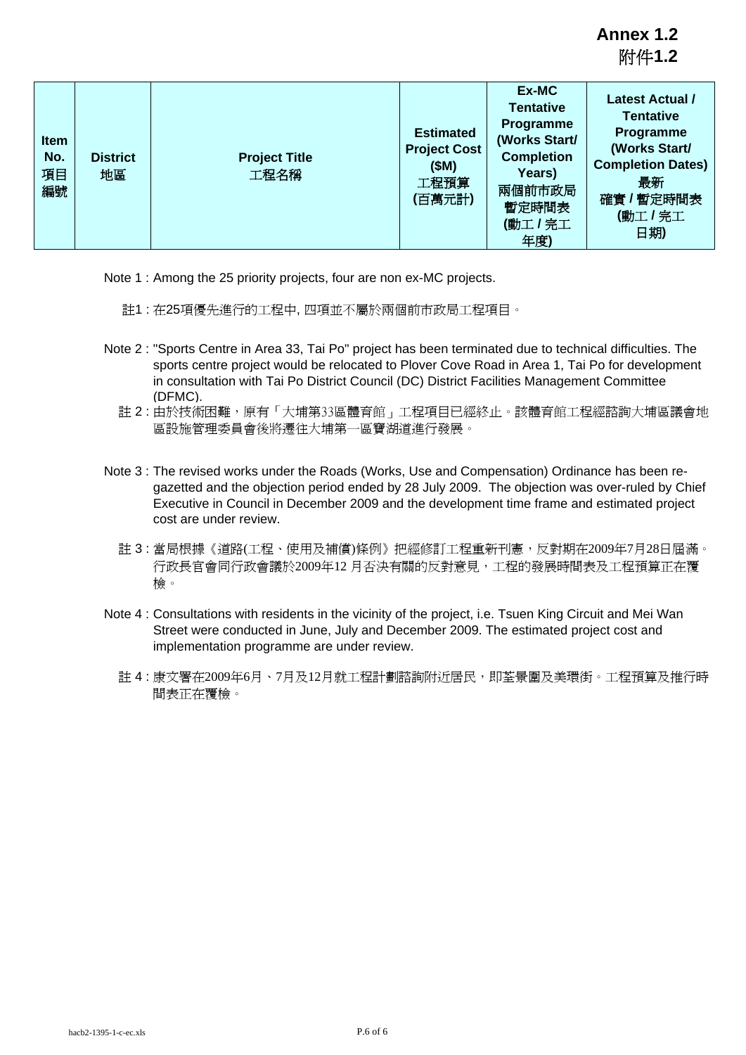# Annex 1.2
# 附件1.2

| Item No. 項目編號 | District 地區 | Project Title 工程名稱 | Estimated Project Cost ($M) 工程預算 (百萬元計) | Ex-MC Tentative Programme (Works Start/ Completion Years) 兩個前市政局暫定時間表 (動工 / 完工年度) | Latest Actual / Tentative Programme (Works Start/ Completion Dates) 最新確實 / 暫定時間表 (動工 / 完工日期) |
|---|---|---|---|---|---|

Note 1 : Among the 25 priority projects, four are non ex-MC projects.

註1 : 在25項優先進行的工程中, 四項並不屬於兩個前市政局工程項目。

Note 2 : "Sports Centre in Area 33, Tai Po" project has been terminated due to technical difficulties. The sports centre project would be relocated to Plover Cove Road in Area 1, Tai Po for development in consultation with Tai Po District Council (DC) District Facilities Management Committee (DFMC).

註 2 : 由於技術困難，原有「大埔第33區體育館」工程項目已經終止。該體育館工程經諮詢大埔區議會地區設施管理委員會後將遷往大埔第一區寶湖道進行發展。

Note 3 : The revised works under the Roads (Works, Use and Compensation) Ordinance has been re-gazetted and the objection period ended by 28 July 2009. The objection was over-ruled by Chief Executive in Council in December 2009 and the development time frame and estimated project cost are under review.

註 3 : 當局根據《道路(工程、使用及補償)條例》把經修訂工程重新刊憲，反對期在2009年7月28日屆滿。行政長官會同行政會議於2009年12 月否決有關的反對意見，工程的發展時間表及工程預算正在覆檢。

Note 4 : Consultations with residents in the vicinity of the project, i.e. Tsuen King Circuit and Mei Wan Street were conducted in June, July and December 2009. The estimated project cost and implementation programme are under review.

註 4 : 康文署在2009年6月、7月及12月就工程計劃諮詢附近居民，即荃景圍及美環街。工程預算及推行時間表正在覆檢。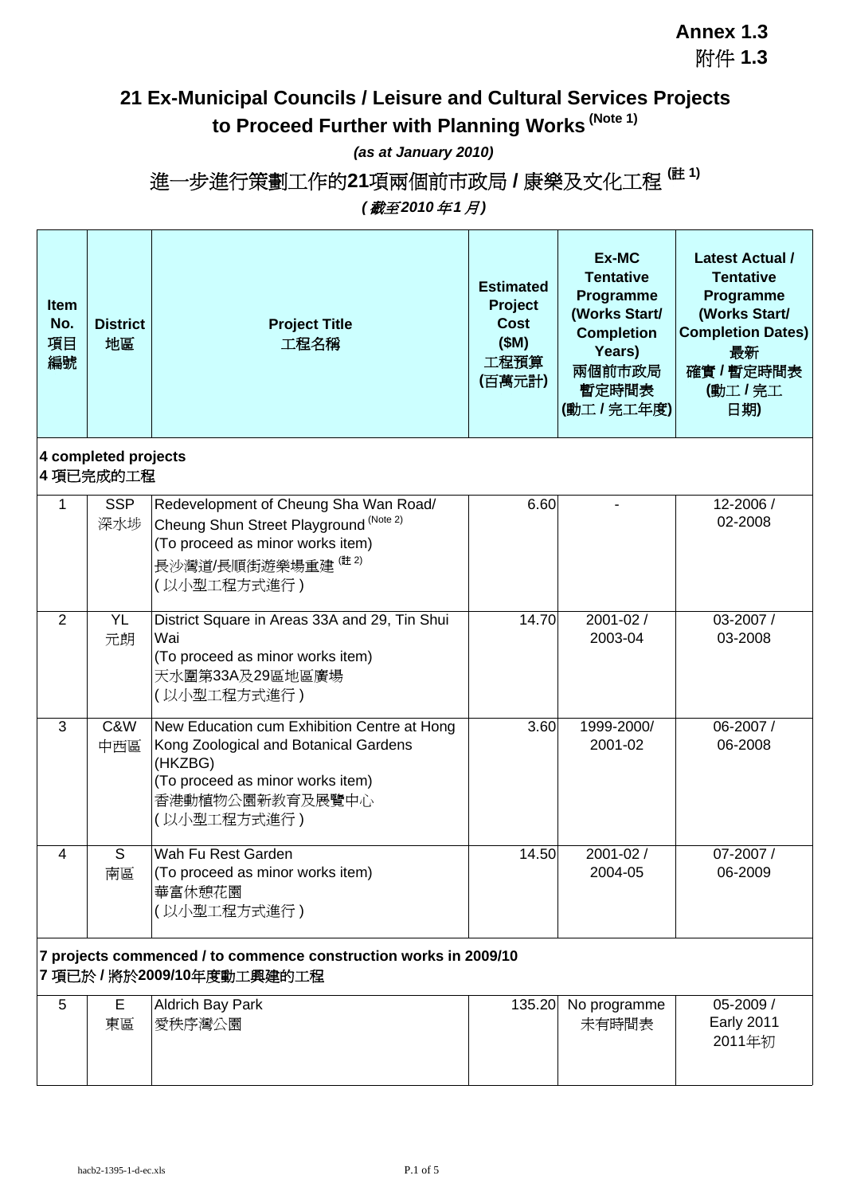**Annex 1.3**
附件 **1.3**

# 21 Ex-Municipal Councils / Leisure and Cultural Services Projects to Proceed Further with Planning Works (Note 1)

*(as at January 2010)*

# 進一步進行策劃工作的21項兩個前市政局 / 康樂及文化工程 (註 1)

*(截至2010 年1 月)*

| Item No. 項目編號 | District 地區 | Project Title 工程名稱 | Estimated Project Cost ($M) 工程預算 (百萬元計) | Ex-MC Tentative Programme (Works Start/ Completion Years) 兩個前市政局暫定時間表 (動工 / 完工年度) | Latest Actual / Tentative Programme (Works Start/ Completion Dates) 最新確實 / 暫定時間表 (動工 / 完工日期) |
|---|---|---|---|---|---|
| **4 completed projects 4 項已完成的工程** | | | | | |
| 1 | SSP 深水埗 | Redevelopment of Cheung Sha Wan Road/ Cheung Shun Street Playground (Note 2) (To proceed as minor works item) 長沙灣道/長順街遊樂場重建 (註 2) (以小型工程方式進行) | 6.60 | - | 12-2006 / 02-2008 |
| 2 | YL 元朗 | District Square in Areas 33A and 29, Tin Shui Wai (To proceed as minor works item) 天水圍第33A及29區地區廣場 (以小型工程方式進行) | 14.70 | 2001-02 / 2003-04 | 03-2007 / 03-2008 |
| 3 | C&W 中西區 | New Education cum Exhibition Centre at Hong Kong Zoological and Botanical Gardens (HKZBG) (To proceed as minor works item) 香港動植物公園新教育及展覽中心 (以小型工程方式進行) | 3.60 | 1999-2000/ 2001-02 | 06-2007 / 06-2008 |
| 4 | S 南區 | Wah Fu Rest Garden (To proceed as minor works item) 華富休憩花園 (以小型工程方式進行) | 14.50 | 2001-02 / 2004-05 | 07-2007 / 06-2009 |
| **7 projects commenced / to commence construction works in 2009/10 7 項已於 / 將於2009/10年度動工興建的工程** | | | | | |
| 5 | E 東區 | Aldrich Bay Park 愛秩序灣公園 | 135.20 | No programme 未有時間表 | 05-2009 / Early 2011 2011年初 |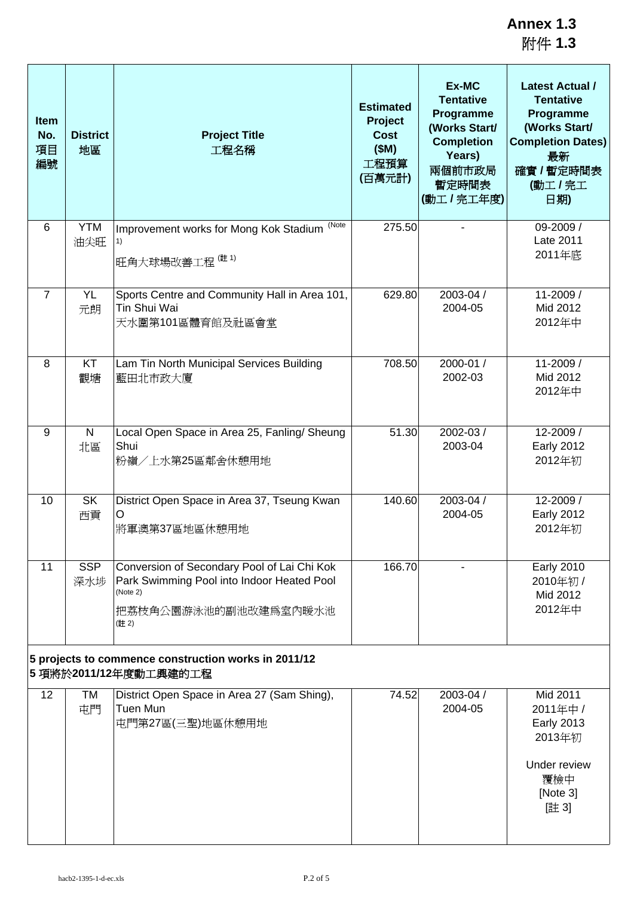**Annex 1.3**
附件 **1.3**

| Item No. 項目編號 | District 地區 | Project Title 工程名稱 | Estimated Project Cost ($M) 工程預算 (百萬元計) | Ex-MC Tentative Programme (Works Start/ Completion Years) 兩個前市政局暫定時間表 (動工 / 完工年度) | Latest Actual / Tentative Programme (Works Start/ Completion Dates) 最新確實 / 暫定時間表 (動工 / 完工日期) |
|---|---|---|---|---|---|
| 6 | YTM 油尖旺 | Improvement works for Mong Kok Stadium (Note 1) 旺角大球場改善工程 (註 1) | 275.50 | - | 09-2009 / Late 2011 2011年底 |
| 7 | YL 元朗 | Sports Centre and Community Hall in Area 101, Tin Shui Wai 天水圍第101區體育館及社區會堂 | 629.80 | 2003-04 / 2004-05 | 11-2009 / Mid 2012 2012年中 |
| 8 | KT 觀塘 | Lam Tin North Municipal Services Building 藍田北市政大廈 | 708.50 | 2000-01 / 2002-03 | 11-2009 / Mid 2012 2012年中 |
| 9 | N 北區 | Local Open Space in Area 25, Fanling/ Sheung Shui 粉嶺／上水第25區鄰舍休憩用地 | 51.30 | 2002-03 / 2003-04 | 12-2009 / Early 2012 2012年初 |
| 10 | SK 西貢 | District Open Space in Area 37, Tseung Kwan O 將軍澳第37區地區休憩用地 | 140.60 | 2003-04 / 2004-05 | 12-2009 / Early 2012 2012年初 |
| 11 | SSP 深水埗 | Conversion of Secondary Pool of Lai Chi Kok Park Swimming Pool into Indoor Heated Pool (Note 2) 把荔枝角公園游泳池的副池改建爲室內暖水池 (註 2) | 166.70 | - | Early 2010 2010年初 / Mid 2012 2012年中 |
| **5 projects to commence construction works in 2011/12** **5 項將於2011/12年度動工興建的工程** | | | | | |
| 12 | TM 屯門 | District Open Space in Area 27 (Sam Shing), Tuen Mun 屯門第27區(三聖)地區休憩用地 | 74.52 | 2003-04 / 2004-05 | Mid 2011 2011年中 / Early 2013 2013年初 Under review 覆檢中 [Note 3] [註 3] |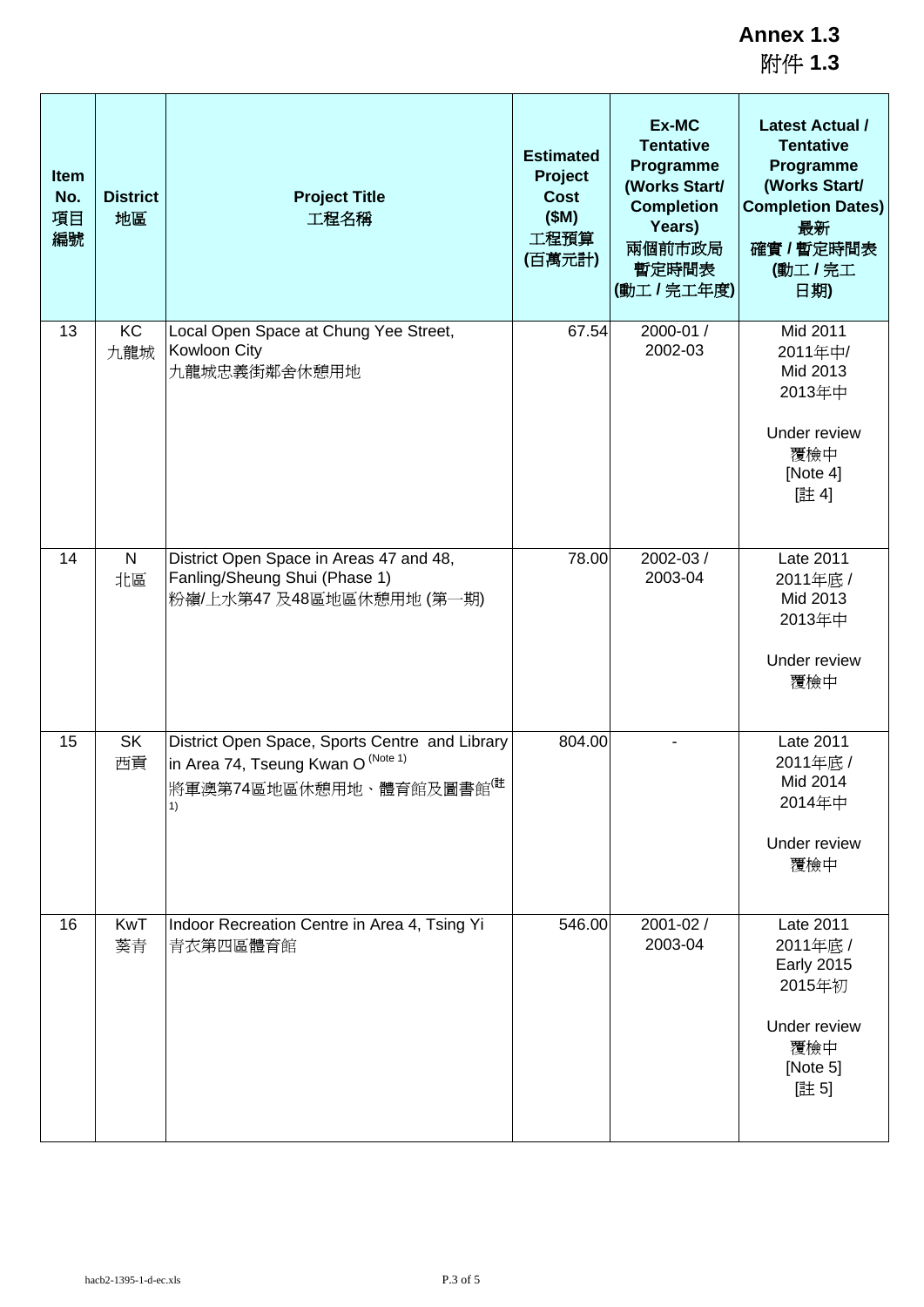**Annex 1.3**
附件 **1.3**

| Item No. 項目編號 | District 地區 | Project Title 工程名稱 | Estimated Project Cost ($M) 工程預算 (百萬元計) | Ex-MC Tentative Programme (Works Start/ Completion Years) 兩個前市政局暫定時間表 (動工 / 完工年度) | Latest Actual / Tentative Programme (Works Start/ Completion Dates) 最新確實 / 暫定時間表 (動工 / 完工日期) |
|---|---|---|---|---|---|
| 13 | KC 九龍城 | Local Open Space at Chung Yee Street, Kowloon City 九龍城忠義街鄰舍休憩用地 | 67.54 | 2000-01 / 2002-03 | Mid 2011 2011年中/ Mid 2013 2013年中 Under review 覆檢中 [Note 4] [註 4] |
| 14 | N 北區 | District Open Space in Areas 47 and 48, Fanling/Sheung Shui (Phase 1) 粉嶺/上水第47 及48區地區休憩用地 (第一期) | 78.00 | 2002-03 / 2003-04 | Late 2011 2011年底 / Mid 2013 2013年中 Under review 覆檢中 |
| 15 | SK 西貢 | District Open Space, Sports Centre and Library in Area 74, Tseung Kwan O (Note 1) 將軍澳第74區地區休憩用地、體育館及圖書館(註 1) | 804.00 | - | Late 2011 2011年底 / Mid 2014 2014年中 Under review 覆檢中 |
| 16 | KwT 葵青 | Indoor Recreation Centre in Area 4, Tsing Yi 青衣第四區體育館 | 546.00 | 2001-02 / 2003-04 | Late 2011 2011年底 / Early 2015 2015年初 Under review 覆檢中 [Note 5] [註 5] |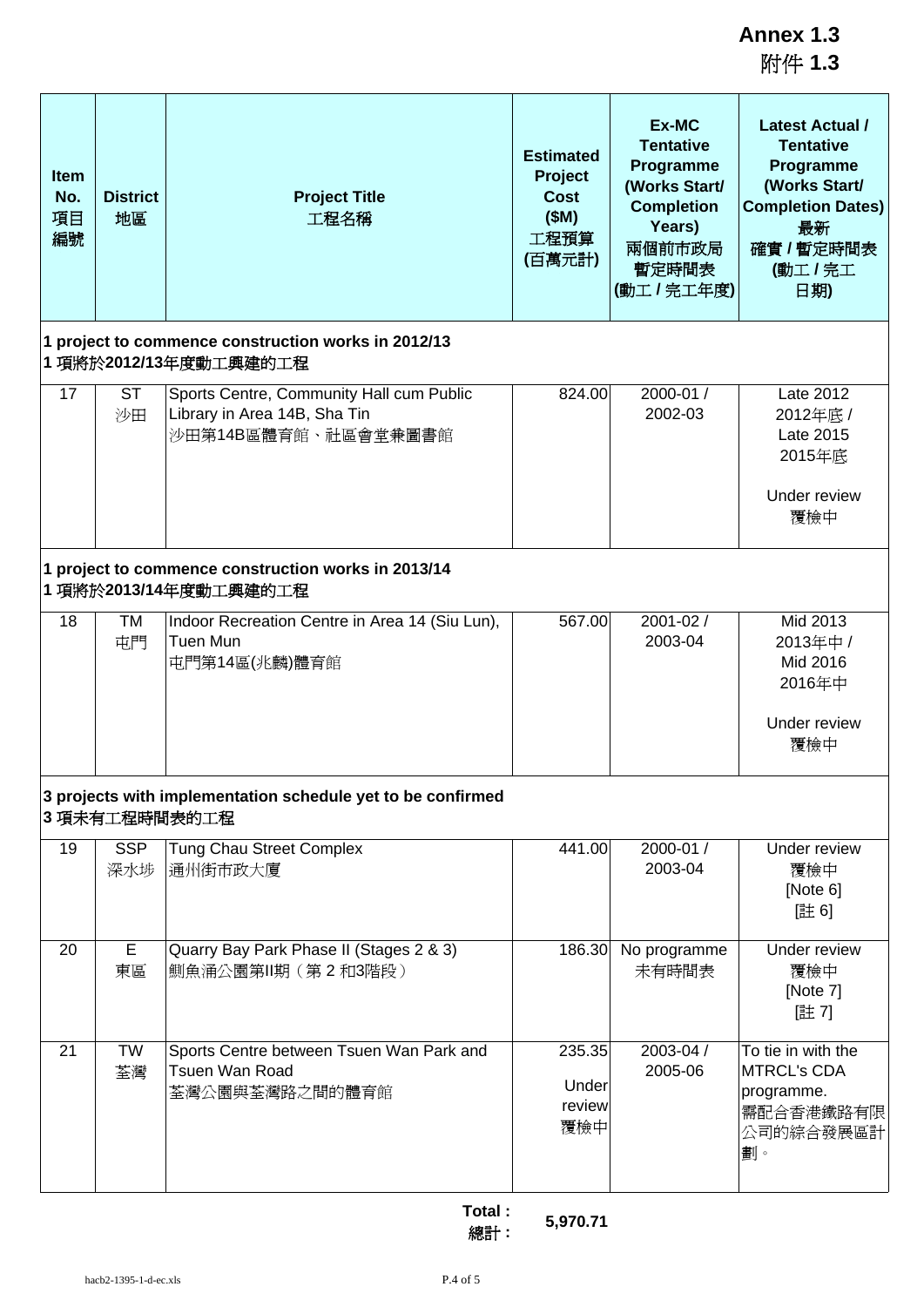**Annex 1.3**
附件 **1.3**

| Item No. 項目編號 | District 地區 | Project Title 工程名稱 | Estimated Project Cost ($M) 工程預算 (百萬元計) | Ex-MC Tentative Programme (Works Start/ Completion Years) 兩個前市政局暫定時間表 (動工 / 完工年度) | Latest Actual / Tentative Programme (Works Start/ Completion Dates) 最新確實 / 暫定時間表 (動工 / 完工日期) |
|---|---|---|---|---|---|
| **1 project to commence construction works in 2012/13 1 項將於2012/13年度動工興建的工程** | | | | | |
| 17 | ST 沙田 | Sports Centre, Community Hall cum Public Library in Area 14B, Sha Tin 沙田第14B區體育館、社區會堂兼圖書館 | 824.00 | 2000-01 / 2002-03 | Late 2012 2012年底 / Late 2015 2015年底 Under review 覆檢中 |
| **1 project to commence construction works in 2013/14 1 項將於2013/14年度動工興建的工程** | | | | | |
| 18 | TM 屯門 | Indoor Recreation Centre in Area 14 (Siu Lun), Tuen Mun 屯門第14區(兆麟)體育館 | 567.00 | 2001-02 / 2003-04 | Mid 2013 2013年中 / Mid 2016 2016年中 Under review 覆檢中 |
| **3 projects with implementation schedule yet to be confirmed 3 項未有工程時間表的工程** | | | | | |
| 19 | SSP 深水埗 | Tung Chau Street Complex 通州街市政大廈 | 441.00 | 2000-01 / 2003-04 | Under review 覆檢中 [Note 6] [註 6] |
| 20 | E 東區 | Quarry Bay Park Phase II (Stages 2 & 3) 鰂魚涌公園第II期（第 2 和3階段） | 186.30 | No programme 未有時間表 | Under review 覆檢中 [Note 7] [註 7] |
| 21 | TW 荃灣 | Sports Centre between Tsuen Wan Park and Tsuen Wan Road 荃灣公園與荃灣路之間的體育館 | 235.35 Under review 覆檢中 | 2003-04 / 2005-06 | To tie in with the MTRCL's CDA programme. 需配合香港鐵路有限公司的綜合發展區計劃。 |

**Total : 總計 :** 5,970.71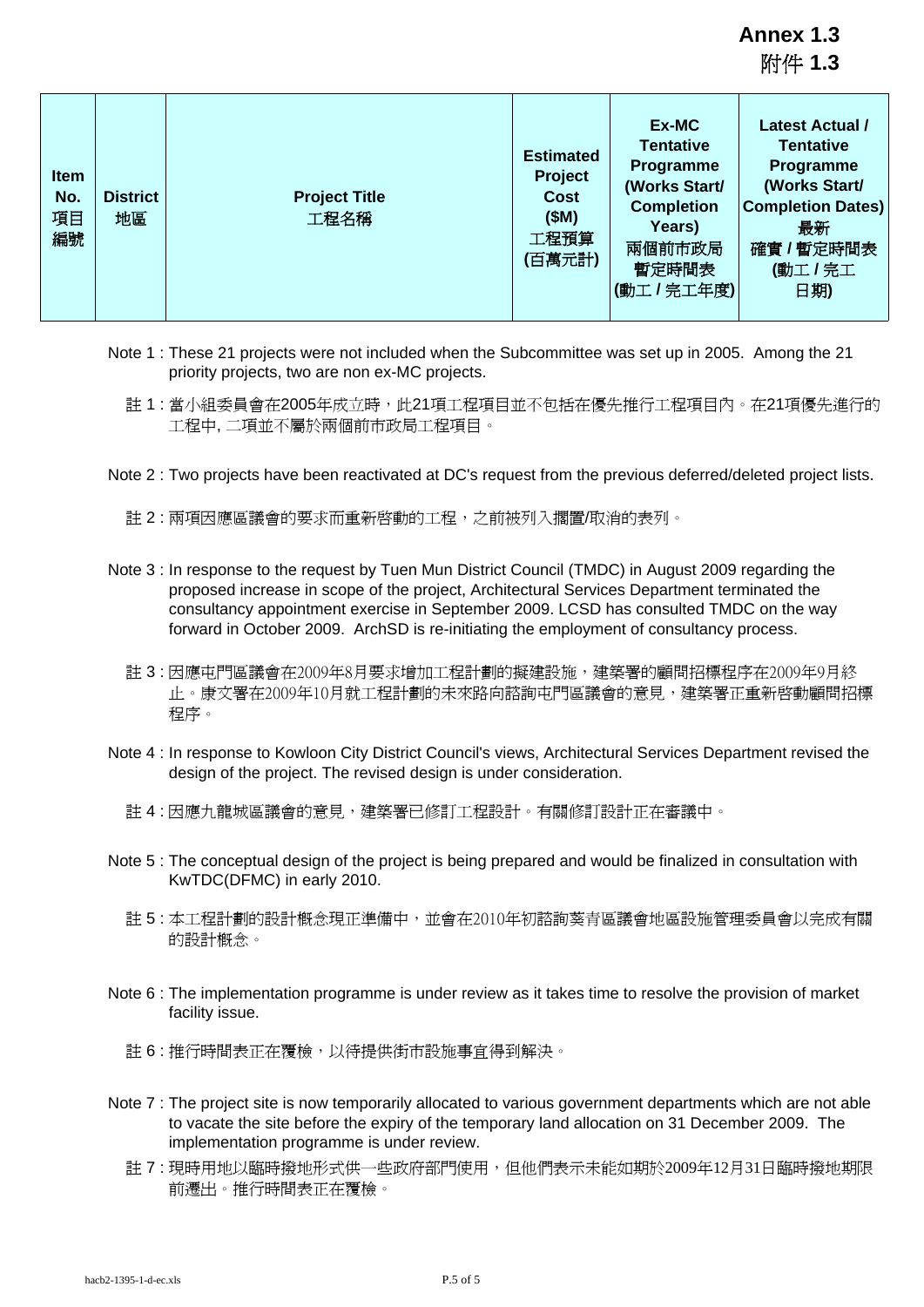**Annex 1.3**
附件 **1.3**

| Item No. 項目編號 | District 地區 | Project Title 工程名稱 | Estimated Project Cost ($M) 工程預算 (百萬元計) | Ex-MC Tentative Programme (Works Start/ Completion Years) 兩個前市政局暫定時間表 (動工 / 完工年度) | Latest Actual / Tentative Programme (Works Start/ Completion Dates) 最新確實 / 暫定時間表 (動工 / 完工日期) |
|---|---|---|---|---|---|

Note 1 : These 21 projects were not included when the Subcommittee was set up in 2005. Among the 21 priority projects, two are non ex-MC projects.

註 1 : 當小組委員會在2005年成立時，此21項工程項目並不包括在優先推行工程項目內。在21項優先進行的工程中, 二項並不屬於兩個前市政局工程項目。

Note 2 : Two projects have been reactivated at DC's request from the previous deferred/deleted project lists.

註 2 : 兩項因應區議會的要求而重新啓動的工程，之前被列入擱置/取消的表列。

Note 3 : In response to the request by Tuen Mun District Council (TMDC) in August 2009 regarding the proposed increase in scope of the project, Architectural Services Department terminated the consultancy appointment exercise in September 2009. LCSD has consulted TMDC on the way forward in October 2009. ArchSD is re-initiating the employment of consultancy process.

註 3 : 因應屯門區議會在2009年8月要求增加工程計劃的擬建設施，建築署的顧問招標程序在2009年9月終止。康文署在2009年10月就工程計劃的未來路向諮詢屯門區議會的意見，建築署正重新啓動顧問招標程序。

Note 4 : In response to Kowloon City District Council's views, Architectural Services Department revised the design of the project. The revised design is under consideration.

註 4 : 因應九龍城區議會的意見，建築署已修訂工程設計。有關修訂設計正在審議中。

Note 5 : The conceptual design of the project is being prepared and would be finalized in consultation with KwTDC(DFMC) in early 2010.

註 5 : 本工程計劃的設計概念現正準備中，並會在2010年初諮詢葵青區議會地區設施管理委員會以完成有關的設計概念。

Note 6 : The implementation programme is under review as it takes time to resolve the provision of market facility issue.

註 6 : 推行時間表正在覆檢，以待提供街市設施事宜得到解決。

Note 7 : The project site is now temporarily allocated to various government departments which are not able to vacate the site before the expiry of the temporary land allocation on 31 December 2009. The implementation programme is under review.

註 7 : 現時用地以臨時撥地形式供一些政府部門使用，但他們表示未能如期於2009年12月31日臨時撥地期限前遷出。推行時間表正在覆檢。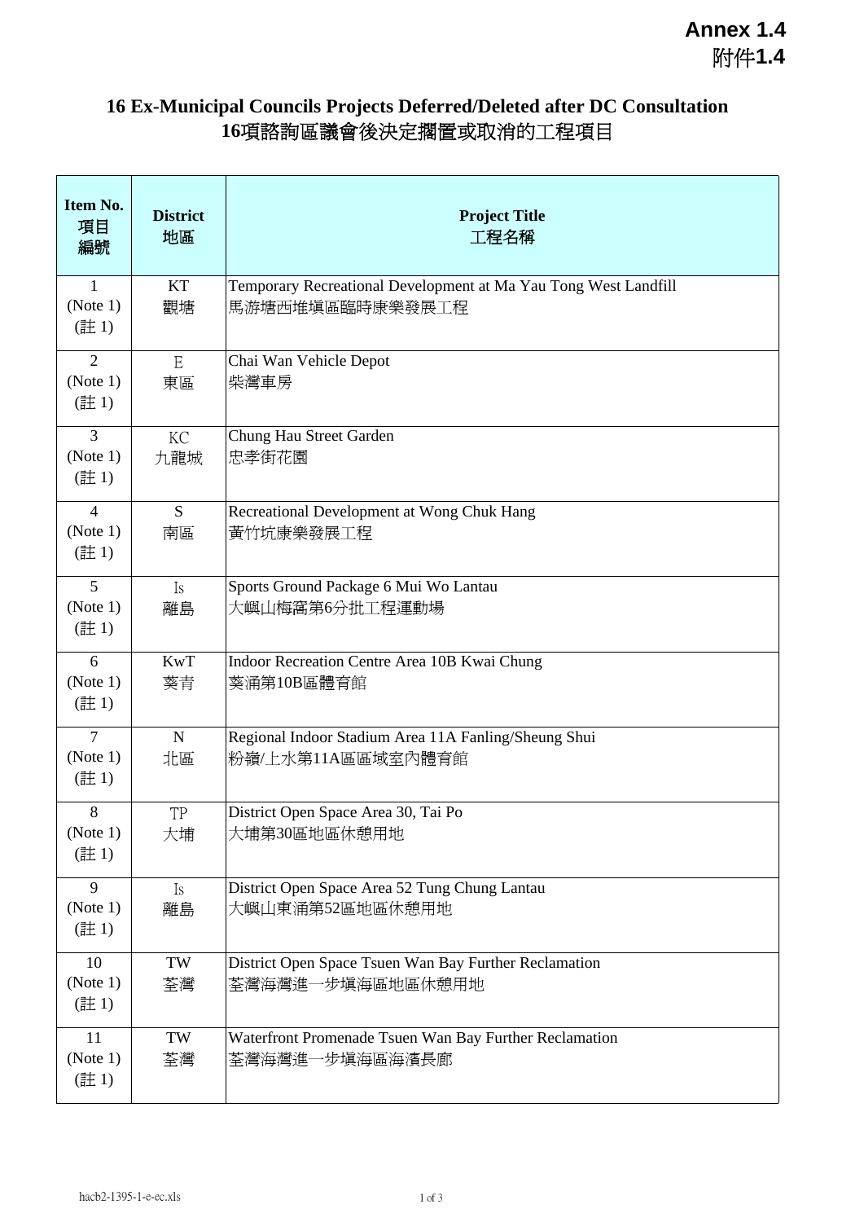**Annex 1.4**
**附件1.4**

## 16 Ex-Municipal Councils Projects Deferred/Deleted after DC Consultation
## 16項諮詢區議會後決定擱置或取消的工程項目

| **Item No. 項目編號** | **District 地區** | **Project Title 工程名稱** |
|---|---|---|
| 1 (Note 1) (註 1) | KT 觀塘 | Temporary Recreational Development at Ma Yau Tong West Landfill 馬游塘西堆填區臨時康樂發展工程 |
| 2 (Note 1) (註 1) | E 東區 | Chai Wan Vehicle Depot 柴灣車房 |
| 3 (Note 1) (註 1) | KC 九龍城 | Chung Hau Street Garden 忠孝街花園 |
| 4 (Note 1) (註 1) | S 南區 | Recreational Development at Wong Chuk Hang 黃竹坑康樂發展工程 |
| 5 (Note 1) (註 1) | Is 離島 | Sports Ground Package 6 Mui Wo Lantau 大嶼山梅窩第6分批工程運動場 |
| 6 (Note 1) (註 1) | KwT 葵青 | Indoor Recreation Centre Area 10B Kwai Chung 葵涌第10B區體育館 |
| 7 (Note 1) (註 1) | N 北區 | Regional Indoor Stadium Area 11A Fanling/Sheung Shui 粉嶺/上水第11A區區域室內體育館 |
| 8 (Note 1) (註 1) | TP 大埔 | District Open Space Area 30, Tai Po 大埔第30區地區休憩用地 |
| 9 (Note 1) (註 1) | Is 離島 | District Open Space Area 52 Tung Chung Lantau 大嶼山東涌第52區地區休憩用地 |
| 10 (Note 1) (註 1) | TW 荃灣 | District Open Space Tsuen Wan Bay Further Reclamation 荃灣海灣進一步填海區地區休憩用地 |
| 11 (Note 1) (註 1) | TW 荃灣 | Waterfront Promenade Tsuen Wan Bay Further Reclamation 荃灣海灣進一步填海區海濱長廊 |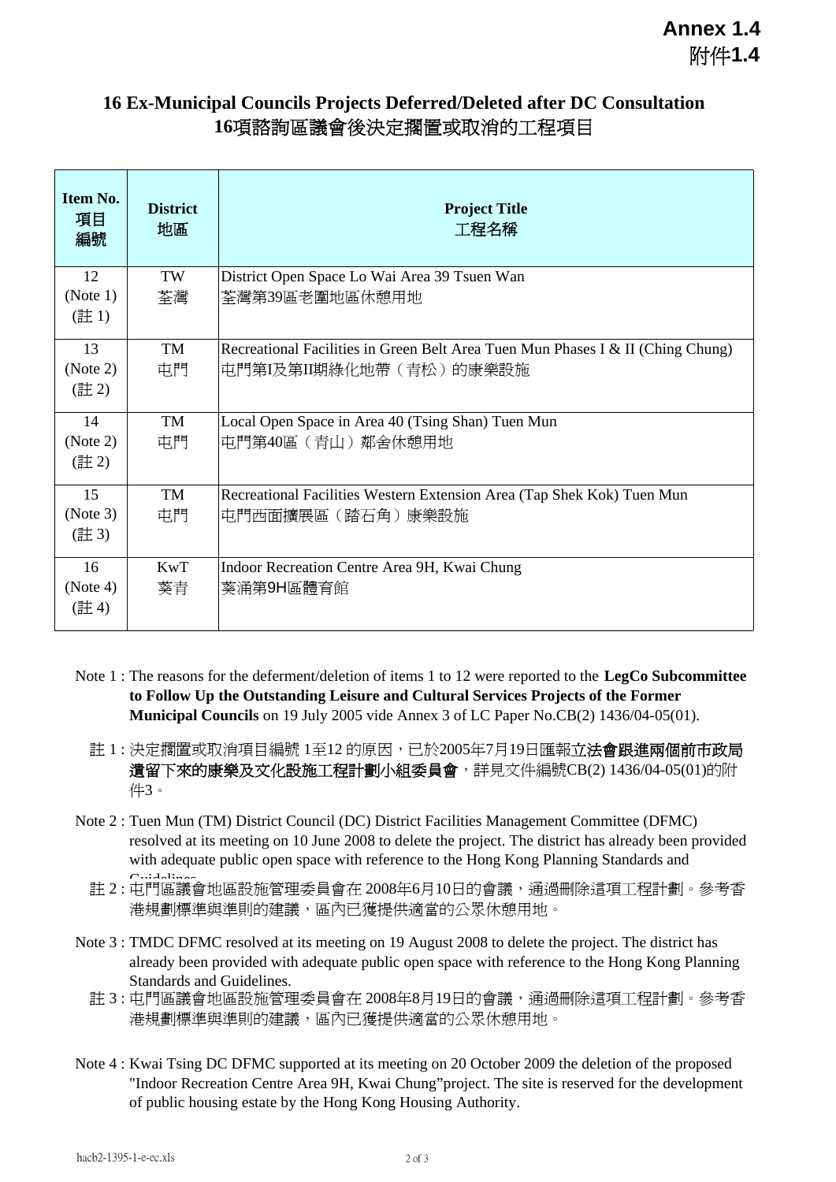**Annex 1.4**
**附件1.4**

## 16 Ex-Municipal Councils Projects Deferred/Deleted after DC Consultation
## 16項諮詢區議會後決定擱置或取消的工程項目

| Item No. 項目編號 | District 地區 | Project Title 工程名稱 |
|---|---|---|
| 12 (Note 1) (註 1) | TW 荃灣 | District Open Space Lo Wai Area 39 Tsuen Wan 荃灣第39區老圍地區休憩用地 |
| 13 (Note 2) (註 2) | TM 屯門 | Recreational Facilities in Green Belt Area Tuen Mun Phases I & II (Ching Chung) 屯門第I及第II期綠化地帶（青松）的康樂設施 |
| 14 (Note 2) (註 2) | TM 屯門 | Local Open Space in Area 40 (Tsing Shan) Tuen Mun 屯門第40區（青山）鄰舍休憩用地 |
| 15 (Note 3) (註 3) | TM 屯門 | Recreational Facilities Western Extension Area (Tap Shek Kok) Tuen Mun 屯門西面擴展區（踏石角）康樂設施 |
| 16 (Note 4) (註 4) | KwT 葵青 | Indoor Recreation Centre Area 9H, Kwai Chung 葵涌第9H區體育館 |

Note 1 : The reasons for the deferment/deletion of items 1 to 12 were reported to the **LegCo Subcommittee to Follow Up the Outstanding Leisure and Cultural Services Projects of the Former Municipal Councils** on 19 July 2005 vide Annex 3 of LC Paper No.CB(2) 1436/04-05(01).

註 1 : 決定擱置或取消項目編號 1至12 的原因，已於2005年7月19日匯報**立法會跟進兩個前市政局遺留下來的康樂及文化設施工程計劃小組委員會**，詳見文件編號CB(2) 1436/04-05(01)的附件3。

Note 2 : Tuen Mun (TM) District Council (DC) District Facilities Management Committee (DFMC) resolved at its meeting on 10 June 2008 to delete the project. The district has already been provided with adequate public open space with reference to the Hong Kong Planning Standards and Guidelines.

註 2 : 屯門區議會地區設施管理委員會在 2008年6月10日的會議，通過刪除這項工程計劃。參考香港規劃標準與準則的建議，區內已獲提供適當的公眾休憩用地。

Note 3 : TMDC DFMC resolved at its meeting on 19 August 2008 to delete the project. The district has already been provided with adequate public open space with reference to the Hong Kong Planning Standards and Guidelines.

註 3 : 屯門區議會地區設施管理委員會在 2008年8月19日的會議，通過刪除這項工程計劃。參考香港規劃標準與準則的建議，區內已獲提供適當的公眾休憩用地。

Note 4 : Kwai Tsing DC DFMC supported at its meeting on 20 October 2009 the deletion of the proposed "Indoor Recreation Centre Area 9H, Kwai Chung"project. The site is reserved for the development of public housing estate by the Hong Kong Housing Authority.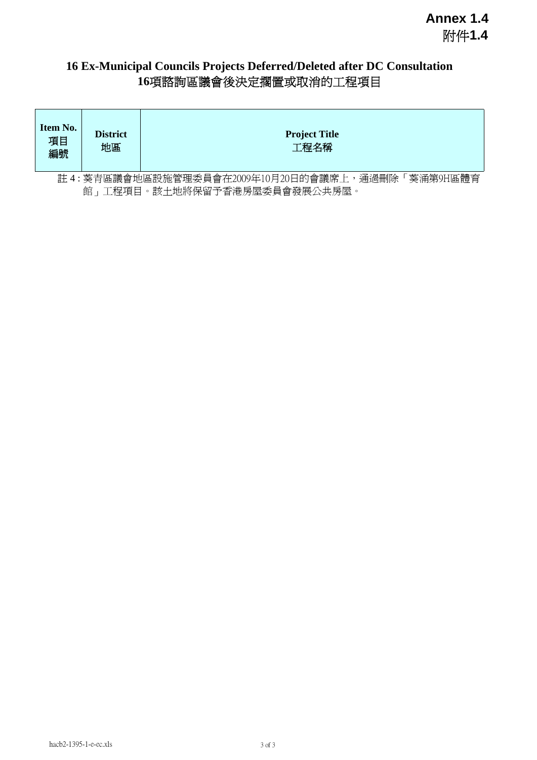**Annex 1.4**
附件**1.4**

## 16 Ex-Municipal Councils Projects Deferred/Deleted after DC Consultation
## 16項諮詢區議會後決定擱置或取消的工程項目

| Item No. 項目 編號 | District 地區 | Project Title 工程名稱 |
|---|---|---|

註 4 : 葵青區議會地區設施管理委員會在2009年10月20日的會議席上，通過刪除「葵涌第9H區體育館」工程項目。該土地將保留予香港房屋委員會發展公共房屋。

hacb2-1395-1-e-ec.xls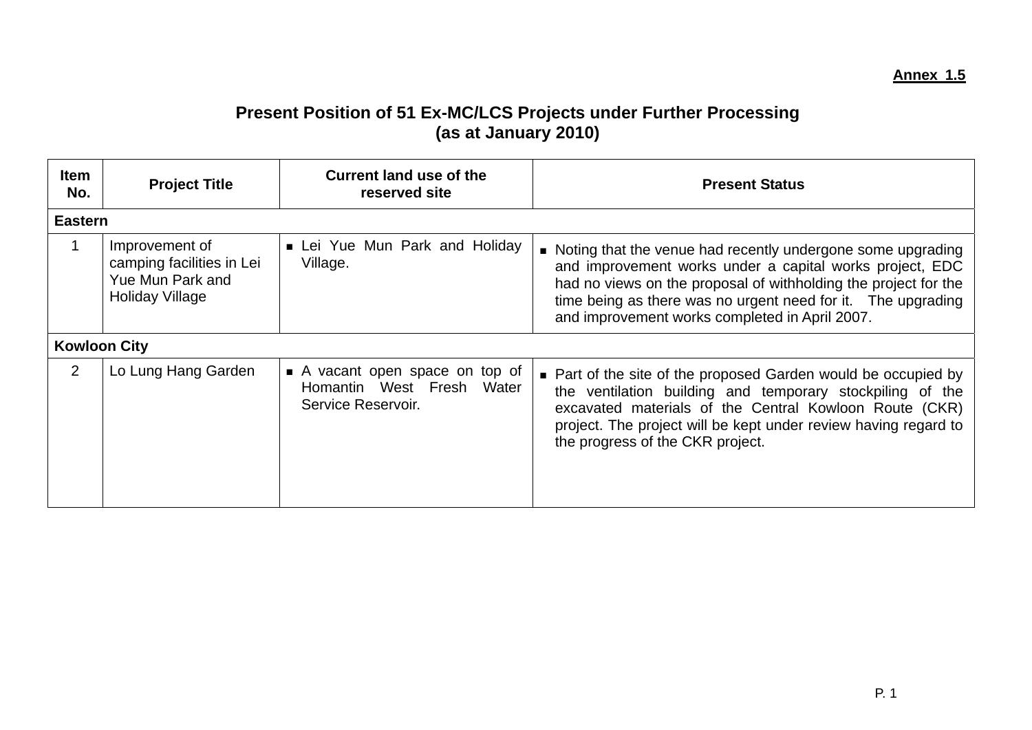**Annex 1.5**

## Present Position of 51 Ex-MC/LCS Projects under Further Processing (as at January 2010)

| Item No. | Project Title | Current land use of the reserved site | Present Status |
|---|---|---|---|
| **Eastern** | | | |
| 1 | Improvement of camping facilities in Lei Yue Mun Park and Holiday Village | ▪ Lei Yue Mun Park and Holiday Village. | ▪ Noting that the venue had recently undergone some upgrading and improvement works under a capital works project, EDC had no views on the proposal of withholding the project for the time being as there was no urgent need for it. The upgrading and improvement works completed in April 2007. |
| **Kowloon City** | | | |
| 2 | Lo Lung Hang Garden | ▪ A vacant open space on top of Homantin West Fresh Water Service Reservoir. | ▪ Part of the site of the proposed Garden would be occupied by the ventilation building and temporary stockpiling of the excavated materials of the Central Kowloon Route (CKR) project. The project will be kept under review having regard to the progress of the CKR project. |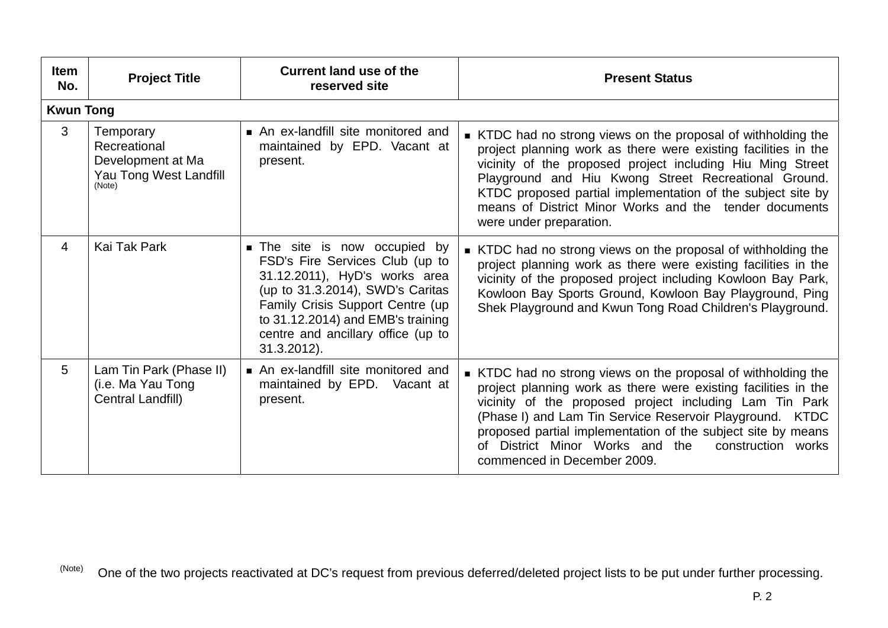| Item No. | Project Title | Current land use of the reserved site | Present Status |
|---|---|---|---|
| **Kwun Tong** | | | |
| 3 | Temporary Recreational Development at Ma Yau Tong West Landfill (Note) | ▪ An ex-landfill site monitored and maintained by EPD. Vacant at present. | ▪ KTDC had no strong views on the proposal of withholding the project planning work as there were existing facilities in the vicinity of the proposed project including Hiu Ming Street Playground and Hiu Kwong Street Recreational Ground. KTDC proposed partial implementation of the subject site by means of District Minor Works and the tender documents were under preparation. |
| 4 | Kai Tak Park | ▪ The site is now occupied by FSD's Fire Services Club (up to 31.12.2011), HyD's works area (up to 31.3.2014), SWD's Caritas Family Crisis Support Centre (up to 31.12.2014) and EMB's training centre and ancillary office (up to 31.3.2012). | ▪ KTDC had no strong views on the proposal of withholding the project planning work as there were existing facilities in the vicinity of the proposed project including Kowloon Bay Park, Kowloon Bay Sports Ground, Kowloon Bay Playground, Ping Shek Playground and Kwun Tong Road Children's Playground. |
| 5 | Lam Tin Park (Phase II) (i.e. Ma Yau Tong Central Landfill) | ▪ An ex-landfill site monitored and maintained by EPD. Vacant at present. | ▪ KTDC had no strong views on the proposal of withholding the project planning work as there were existing facilities in the vicinity of the proposed project including Lam Tin Park (Phase I) and Lam Tin Service Reservoir Playground. KTDC proposed partial implementation of the subject site by means of District Minor Works and the construction works commenced in December 2009. |

(Note) One of the two projects reactivated at DC's request from previous deferred/deleted project lists to be put under further processing.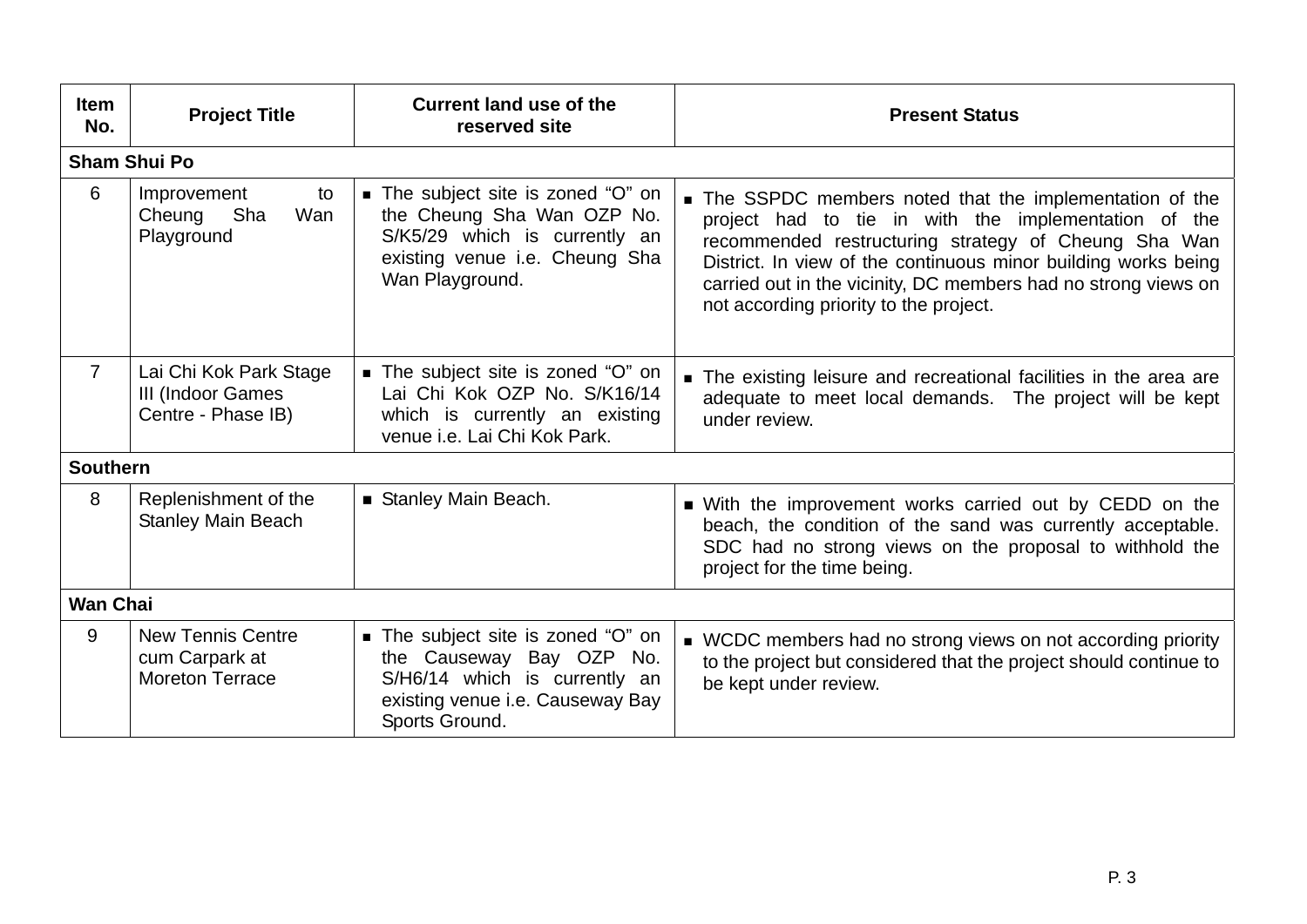| Item No. | Project Title | Current land use of the reserved site | Present Status |
|---|---|---|---|
| **Sham Shui Po** | | | |
| 6 | Improvement to Cheung Sha Wan Playground | ▪ The subject site is zoned "O" on the Cheung Sha Wan OZP No. S/K5/29 which is currently an existing venue i.e. Cheung Sha Wan Playground. | ▪ The SSPDC members noted that the implementation of the project had to tie in with the implementation of the recommended restructuring strategy of Cheung Sha Wan District. In view of the continuous minor building works being carried out in the vicinity, DC members had no strong views on not according priority to the project. |
| 7 | Lai Chi Kok Park Stage III (Indoor Games Centre - Phase IB) | ▪ The subject site is zoned "O" on Lai Chi Kok OZP No. S/K16/14 which is currently an existing venue i.e. Lai Chi Kok Park. | ▪ The existing leisure and recreational facilities in the area are adequate to meet local demands. The project will be kept under review. |
| **Southern** | | | |
| 8 | Replenishment of the Stanley Main Beach | ▪ Stanley Main Beach. | ▪ With the improvement works carried out by CEDD on the beach, the condition of the sand was currently acceptable. SDC had no strong views on the proposal to withhold the project for the time being. |
| **Wan Chai** | | | |
| 9 | New Tennis Centre cum Carpark at Moreton Terrace | ▪ The subject site is zoned "O" on the Causeway Bay OZP No. S/H6/14 which is currently an existing venue i.e. Causeway Bay Sports Ground. | ▪ WCDC members had no strong views on not according priority to the project but considered that the project should continue to be kept under review. |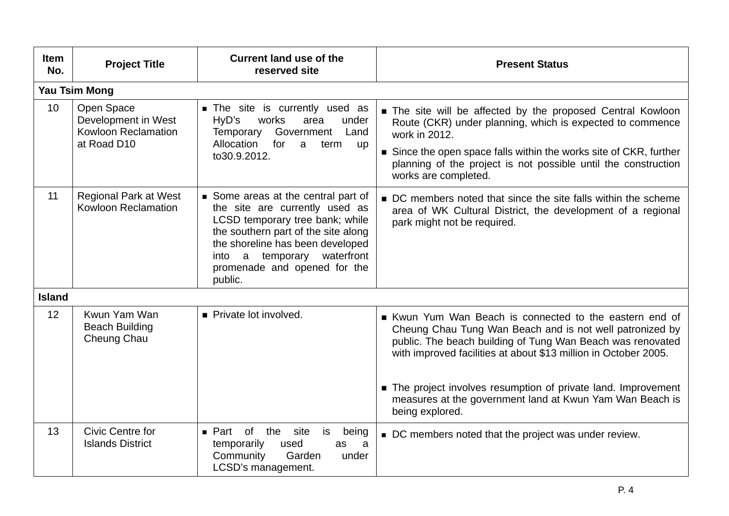| Item No. | Project Title | Current land use of the reserved site | Present Status |
|---|---|---|---|
| **Yau Tsim Mong** | | | |
| 10 | Open Space Development in West Kowloon Reclamation at Road D10 | ■ The site is currently used as HyD's works area under Temporary Government Land Allocation for a term up to30.9.2012. | ■ The site will be affected by the proposed Central Kowloon Route (CKR) under planning, which is expected to commence work in 2012.<br>■ Since the open space falls within the works site of CKR, further planning of the project is not possible until the construction works are completed. |
| 11 | Regional Park at West Kowloon Reclamation | ■ Some areas at the central part of the site are currently used as LCSD temporary tree bank; while the southern part of the site along the shoreline has been developed into a temporary waterfront promenade and opened for the public. | ■ DC members noted that since the site falls within the scheme area of WK Cultural District, the development of a regional park might not be required. |
| **Island** | | | |
| 12 | Kwun Yam Wan Beach Building Cheung Chau | ■ Private lot involved. | ■ Kwun Yum Wan Beach is connected to the eastern end of Cheung Chau Tung Wan Beach and is not well patronized by public. The beach building of Tung Wan Beach was renovated with improved facilities at about $13 million in October 2005.<br>■ The project involves resumption of private land. Improvement measures at the government land at Kwun Yam Wan Beach is being explored. |
| 13 | Civic Centre for Islands District | ■ Part of the site is being temporarily used as a Community Garden under LCSD's management. | ■ DC members noted that the project was under review. |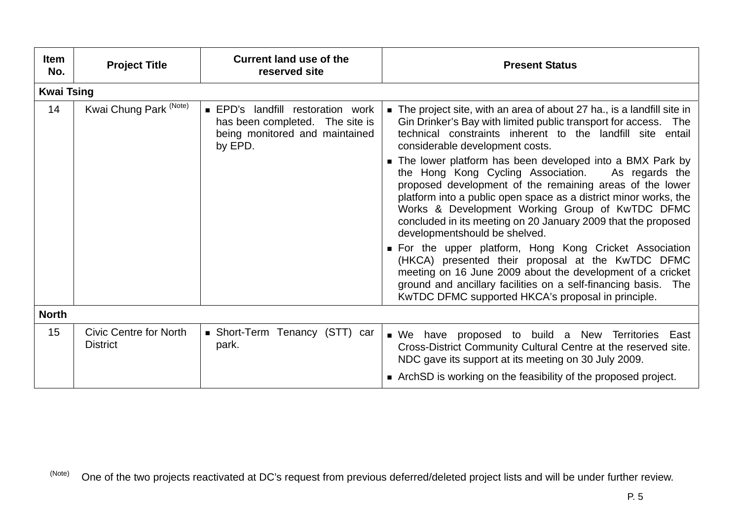| Item No. | Project Title | Current land use of the reserved site | Present Status |
|---|---|---|---|
| **Kwai Tsing** | | | |
| 14 | Kwai Chung Park (Note) | ■ EPD's landfill restoration work has been completed. The site is being monitored and maintained by EPD. | ■ The project site, with an area of about 27 ha., is a landfill site in Gin Drinker's Bay with limited public transport for access. The technical constraints inherent to the landfill site entail considerable development costs.<br>■ The lower platform has been developed into a BMX Park by the Hong Kong Cycling Association. As regards the proposed development of the remaining areas of the lower platform into a public open space as a district minor works, the Works & Development Working Group of KwTDC DFMC concluded in its meeting on 20 January 2009 that the proposed developmentshould be shelved.<br>■ For the upper platform, Hong Kong Cricket Association (HKCA) presented their proposal at the KwTDC DFMC meeting on 16 June 2009 about the development of a cricket ground and ancillary facilities on a self-financing basis. The KwTDC DFMC supported HKCA's proposal in principle. |
| **North** | | | |
| 15 | Civic Centre for North District | ■ Short-Term Tenancy (STT) car park. | ■ We have proposed to build a New Territories East Cross-District Community Cultural Centre at the reserved site. NDC gave its support at its meeting on 30 July 2009.<br>■ ArchSD is working on the feasibility of the proposed project. |

(Note) One of the two projects reactivated at DC's request from previous deferred/deleted project lists and will be under further review.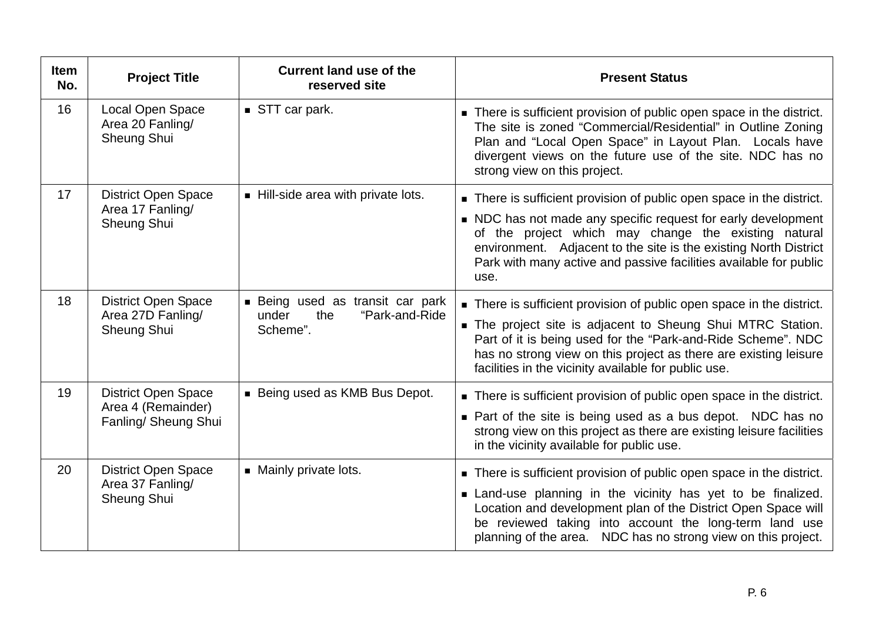| Item No. | Project Title | Current land use of the reserved site | Present Status |
|---|---|---|---|
| 16 | Local Open Space Area 20 Fanling/ Sheung Shui | ■ STT car park. | ■ There is sufficient provision of public open space in the district. The site is zoned "Commercial/Residential" in Outline Zoning Plan and "Local Open Space" in Layout Plan. Locals have divergent views on the future use of the site. NDC has no strong view on this project. |
| 17 | District Open Space Area 17 Fanling/ Sheung Shui | ■ Hill-side area with private lots. | ■ There is sufficient provision of public open space in the district. ■ NDC has not made any specific request for early development of the project which may change the existing natural environment. Adjacent to the site is the existing North District Park with many active and passive facilities available for public use. |
| 18 | District Open Space Area 27D Fanling/ Sheung Shui | ■ Being used as transit car park under the "Park-and-Ride Scheme". | ■ There is sufficient provision of public open space in the district. ■ The project site is adjacent to Sheung Shui MTRC Station. Part of it is being used for the "Park-and-Ride Scheme". NDC has no strong view on this project as there are existing leisure facilities in the vicinity available for public use. |
| 19 | District Open Space Area 4 (Remainder) Fanling/ Sheung Shui | ■ Being used as KMB Bus Depot. | ■ There is sufficient provision of public open space in the district. ■ Part of the site is being used as a bus depot. NDC has no strong view on this project as there are existing leisure facilities in the vicinity available for public use. |
| 20 | District Open Space Area 37 Fanling/ Sheung Shui | ■ Mainly private lots. | ■ There is sufficient provision of public open space in the district. ■ Land-use planning in the vicinity has yet to be finalized. Location and development plan of the District Open Space will be reviewed taking into account the long-term land use planning of the area. NDC has no strong view on this project. |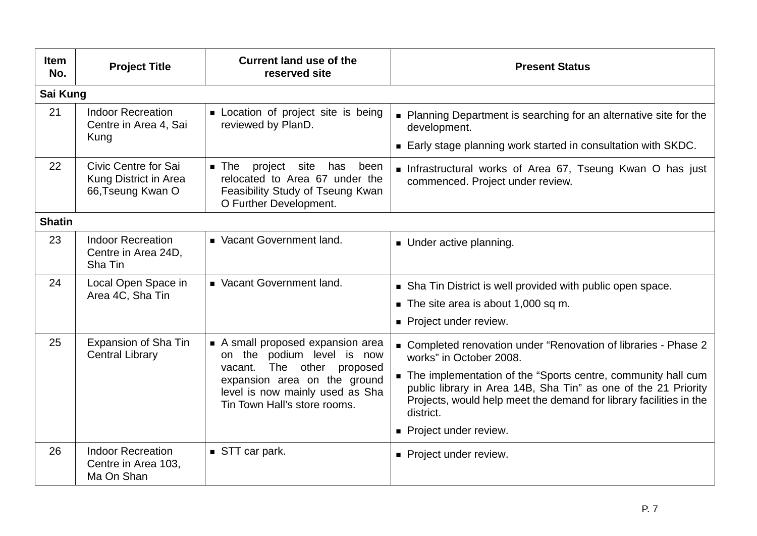| Item No. | Project Title | Current land use of the reserved site | Present Status |
|---|---|---|---|
| **Sai Kung** | | | |
| 21 | Indoor Recreation Centre in Area 4, Sai Kung | ▪ Location of project site is being reviewed by PlanD. | ▪ Planning Department is searching for an alternative site for the development.<br>▪ Early stage planning work started in consultation with SKDC. |
| 22 | Civic Centre for Sai Kung District in Area 66,Tseung Kwan O | ▪ The project site has been relocated to Area 67 under the Feasibility Study of Tseung Kwan O Further Development. | ▪ Infrastructural works of Area 67, Tseung Kwan O has just commenced. Project under review. |
| **Shatin** | | | |
| 23 | Indoor Recreation Centre in Area 24D, Sha Tin | ▪ Vacant Government land. | ▪ Under active planning. |
| 24 | Local Open Space in Area 4C, Sha Tin | ▪ Vacant Government land. | ▪ Sha Tin District is well provided with public open space.<br>▪ The site area is about 1,000 sq m.<br>▪ Project under review. |
| 25 | Expansion of Sha Tin Central Library | ▪ A small proposed expansion area on the podium level is now vacant. The other proposed expansion area on the ground level is now mainly used as Sha Tin Town Hall's store rooms. | ▪ Completed renovation under "Renovation of libraries - Phase 2 works" in October 2008.<br>▪ The implementation of the "Sports centre, community hall cum public library in Area 14B, Sha Tin" as one of the 21 Priority Projects, would help meet the demand for library facilities in the district.<br>▪ Project under review. |
| 26 | Indoor Recreation Centre in Area 103, Ma On Shan | ▪ STT car park. | ▪ Project under review. |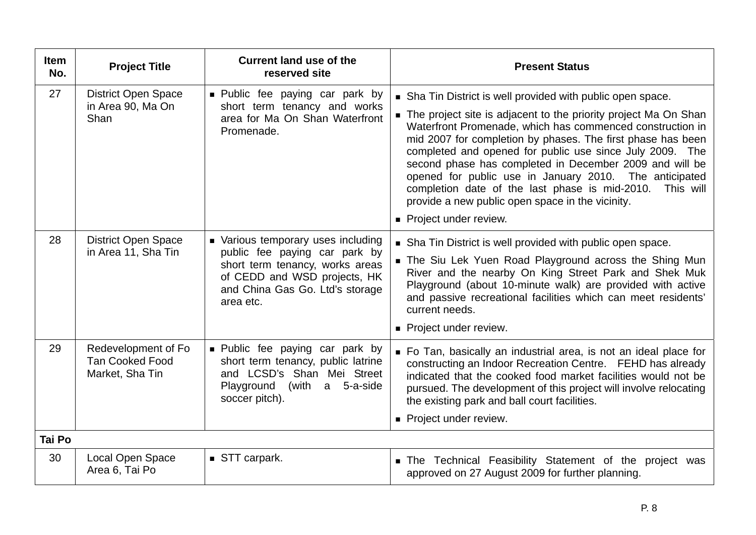| Item No. | Project Title | Current land use of the reserved site | Present Status |
|---|---|---|---|
| 27 | District Open Space in Area 90, Ma On Shan | ■ Public fee paying car park by short term tenancy and works area for Ma On Shan Waterfront Promenade. | ■ Sha Tin District is well provided with public open space.<br>■ The project site is adjacent to the priority project Ma On Shan Waterfront Promenade, which has commenced construction in mid 2007 for completion by phases. The first phase has been completed and opened for public use since July 2009. The second phase has completed in December 2009 and will be opened for public use in January 2010. The anticipated completion date of the last phase is mid-2010. This will provide a new public open space in the vicinity.<br>■ Project under review. |
| 28 | District Open Space in Area 11, Sha Tin | ■ Various temporary uses including public fee paying car park by short term tenancy, works areas of CEDD and WSD projects, HK and China Gas Go. Ltd's storage area etc. | ■ Sha Tin District is well provided with public open space.<br>■ The Siu Lek Yuen Road Playground across the Shing Mun River and the nearby On King Street Park and Shek Muk Playground (about 10-minute walk) are provided with active and passive recreational facilities which can meet residents' current needs.<br>■ Project under review. |
| 29 | Redevelopment of Fo Tan Cooked Food Market, Sha Tin | ■ Public fee paying car park by short term tenancy, public latrine and LCSD's Shan Mei Street Playground (with a 5-a-side soccer pitch). | ■ Fo Tan, basically an industrial area, is not an ideal place for constructing an Indoor Recreation Centre. FEHD has already indicated that the cooked food market facilities would not be pursued. The development of this project will involve relocating the existing park and ball court facilities.<br>■ Project under review. |
| **Tai Po** | | | |
| 30 | Local Open Space Area 6, Tai Po | ■ STT carpark. | ■ The Technical Feasibility Statement of the project was approved on 27 August 2009 for further planning. |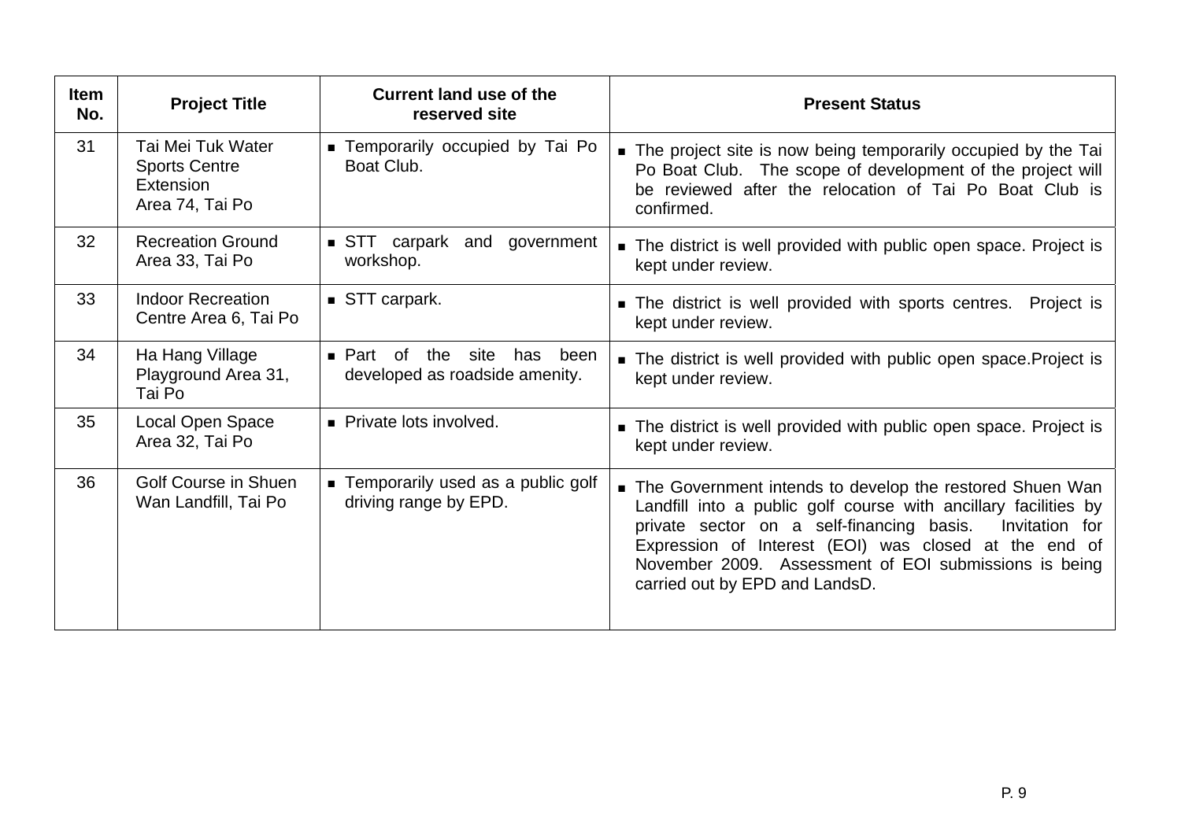| Item No. | Project Title | Current land use of the reserved site | Present Status |
| --- | --- | --- | --- |
| 31 | Tai Mei Tuk Water Sports Centre Extension Area 74, Tai Po | ▪ Temporarily occupied by Tai Po Boat Club. | ▪ The project site is now being temporarily occupied by the Tai Po Boat Club. The scope of development of the project will be reviewed after the relocation of Tai Po Boat Club is confirmed. |
| 32 | Recreation Ground Area 33, Tai Po | ▪ STT carpark and government workshop. | ▪ The district is well provided with public open space. Project is kept under review. |
| 33 | Indoor Recreation Centre Area 6, Tai Po | ▪ STT carpark. | ▪ The district is well provided with sports centres. Project is kept under review. |
| 34 | Ha Hang Village Playground Area 31, Tai Po | ▪ Part of the site has been developed as roadside amenity. | ▪ The district is well provided with public open space.Project is kept under review. |
| 35 | Local Open Space Area 32, Tai Po | ▪ Private lots involved. | ▪ The district is well provided with public open space. Project is kept under review. |
| 36 | Golf Course in Shuen Wan Landfill, Tai Po | ▪ Temporarily used as a public golf driving range by EPD. | ▪ The Government intends to develop the restored Shuen Wan Landfill into a public golf course with ancillary facilities by private sector on a self-financing basis. Invitation for Expression of Interest (EOI) was closed at the end of November 2009. Assessment of EOI submissions is being carried out by EPD and LandsD. |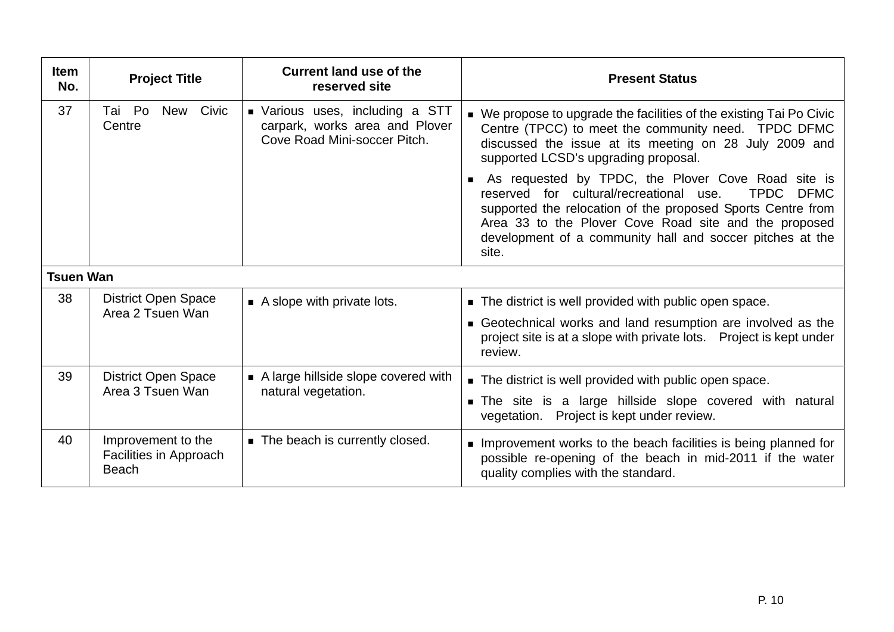| Item No. | Project Title | Current land use of the reserved site | Present Status |
|---|---|---|---|
| 37 | Tai Po New Civic Centre | ■ Various uses, including a STT carpark, works area and Plover Cove Road Mini-soccer Pitch. | ■ We propose to upgrade the facilities of the existing Tai Po Civic Centre (TPCC) to meet the community need. TPDC DFMC discussed the issue at its meeting on 28 July 2009 and supported LCSD's upgrading proposal.<br>■ As requested by TPDC, the Plover Cove Road site is reserved for cultural/recreational use. TPDC DFMC supported the relocation of the proposed Sports Centre from Area 33 to the Plover Cove Road site and the proposed development of a community hall and soccer pitches at the site. |
| **Tsuen Wan** | | | |
| 38 | District Open Space Area 2 Tsuen Wan | ■ A slope with private lots. | ■ The district is well provided with public open space.<br>■ Geotechnical works and land resumption are involved as the project site is at a slope with private lots. Project is kept under review. |
| 39 | District Open Space Area 3 Tsuen Wan | ■ A large hillside slope covered with natural vegetation. | ■ The district is well provided with public open space.<br>■ The site is a large hillside slope covered with natural vegetation. Project is kept under review. |
| 40 | Improvement to the Facilities in Approach Beach | ■ The beach is currently closed. | ■ Improvement works to the beach facilities is being planned for possible re-opening of the beach in mid-2011 if the water quality complies with the standard. |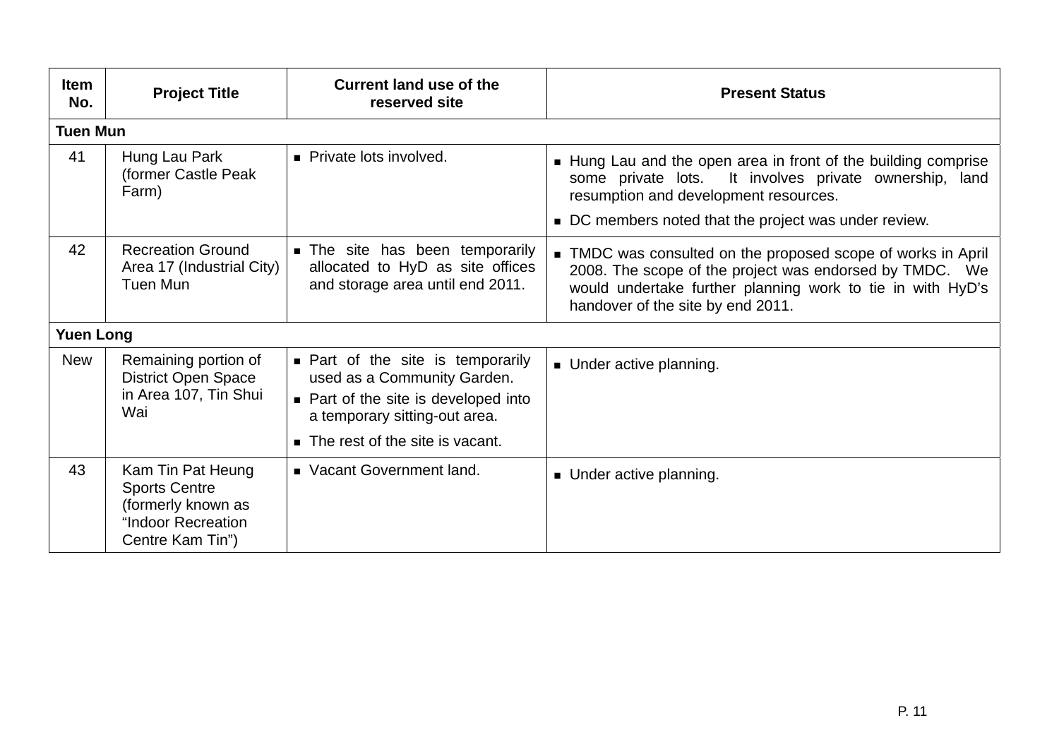| Item No. | Project Title | Current land use of the reserved site | Present Status |
|---|---|---|---|
| **Tuen Mun** | | | |
| 41 | Hung Lau Park (former Castle Peak Farm) | ■ Private lots involved. | ■ Hung Lau and the open area in front of the building comprise some private lots. It involves private ownership, land resumption and development resources.<br>■ DC members noted that the project was under review. |
| 42 | Recreation Ground Area 17 (Industrial City) Tuen Mun | ■ The site has been temporarily allocated to HyD as site offices and storage area until end 2011. | ■ TMDC was consulted on the proposed scope of works in April 2008. The scope of the project was endorsed by TMDC. We would undertake further planning work to tie in with HyD's handover of the site by end 2011. |
| **Yuen Long** | | | |
| New | Remaining portion of District Open Space in Area 107, Tin Shui Wai | ■ Part of the site is temporarily used as a Community Garden.<br>■ Part of the site is developed into a temporary sitting-out area.<br>■ The rest of the site is vacant. | ■ Under active planning. |
| 43 | Kam Tin Pat Heung Sports Centre (formerly known as "Indoor Recreation Centre Kam Tin") | ■ Vacant Government land. | ■ Under active planning. |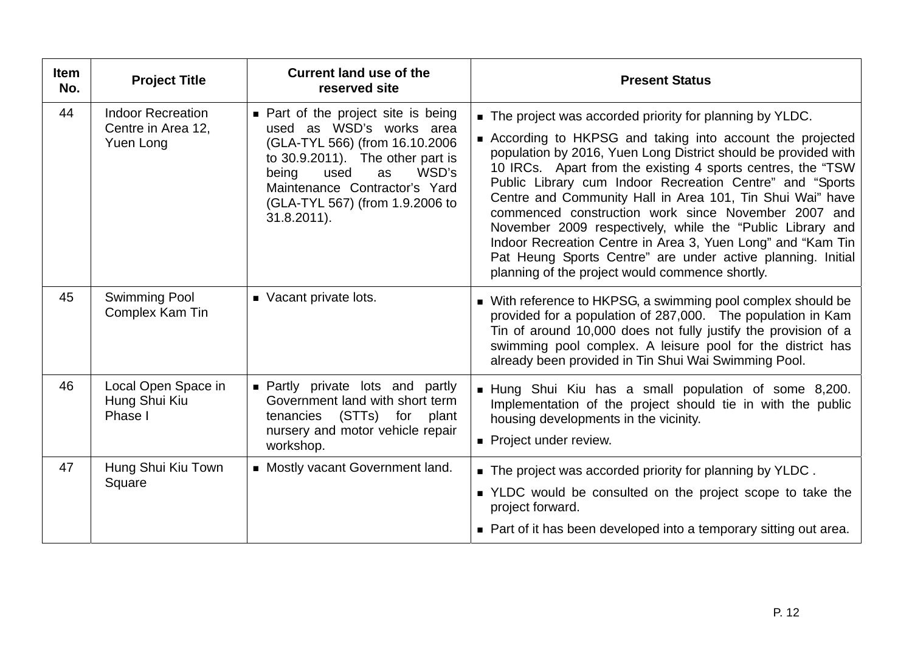| Item No. | Project Title | Current land use of the reserved site | Present Status |
| --- | --- | --- | --- |
| 44 | Indoor Recreation Centre in Area 12, Yuen Long | ■ Part of the project site is being used as WSD's works area (GLA-TYL 566) (from 16.10.2006 to 30.9.2011). The other part is being used as WSD's Maintenance Contractor's Yard (GLA-TYL 567) (from 1.9.2006 to 31.8.2011). | ■ The project was accorded priority for planning by YLDC.<br>■ According to HKPSG and taking into account the projected population by 2016, Yuen Long District should be provided with 10 IRCs. Apart from the existing 4 sports centres, the "TSW Public Library cum Indoor Recreation Centre" and "Sports Centre and Community Hall in Area 101, Tin Shui Wai" have commenced construction work since November 2007 and November 2009 respectively, while the "Public Library and Indoor Recreation Centre in Area 3, Yuen Long" and "Kam Tin Pat Heung Sports Centre" are under active planning. Initial planning of the project would commence shortly. |
| 45 | Swimming Pool Complex Kam Tin | ■ Vacant private lots. | ■ With reference to HKPSG, a swimming pool complex should be provided for a population of 287,000. The population in Kam Tin of around 10,000 does not fully justify the provision of a swimming pool complex. A leisure pool for the district has already been provided in Tin Shui Wai Swimming Pool. |
| 46 | Local Open Space in Hung Shui Kiu Phase I | ■ Partly private lots and partly Government land with short term tenancies (STTs) for plant nursery and motor vehicle repair workshop. | ■ Hung Shui Kiu has a small population of some 8,200. Implementation of the project should tie in with the public housing developments in the vicinity.<br>■ Project under review. |
| 47 | Hung Shui Kiu Town Square | ■ Mostly vacant Government land. | ■ The project was accorded priority for planning by YLDC .<br>■ YLDC would be consulted on the project scope to take the project forward.<br>■ Part of it has been developed into a temporary sitting out area. |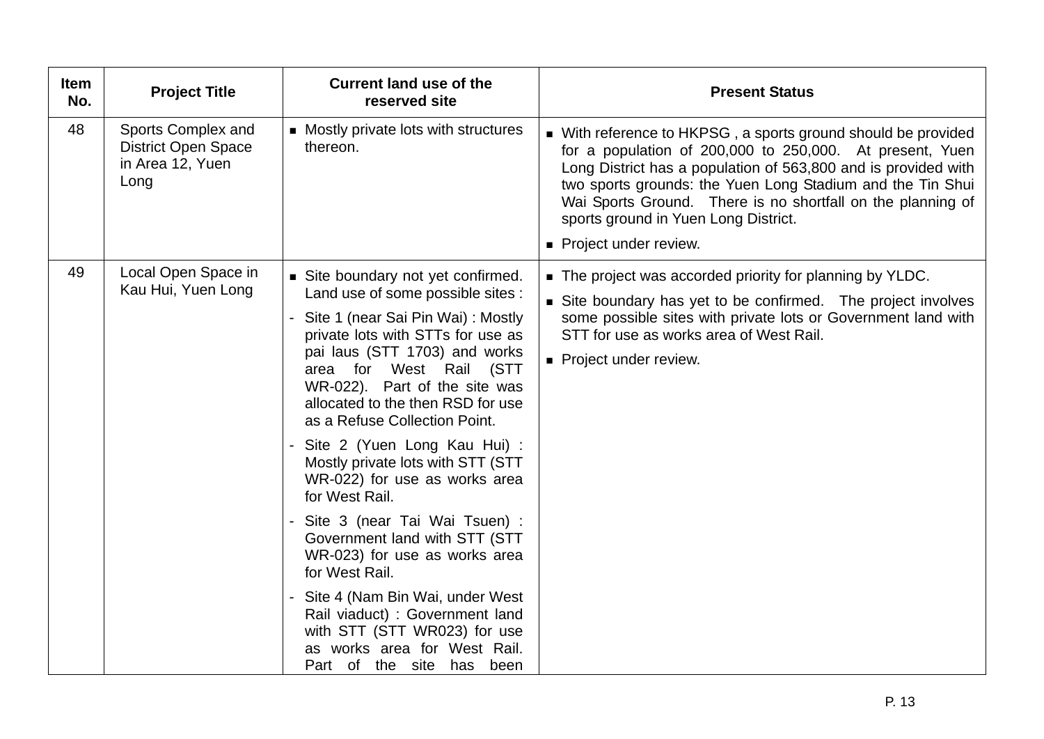| Item No. | Project Title | Current land use of the reserved site | Present Status |
|---|---|---|---|
| 48 | Sports Complex and District Open Space in Area 12, Yuen Long | ■ Mostly private lots with structures thereon. | ■ With reference to HKPSG , a sports ground should be provided for a population of 200,000 to 250,000. At present, Yuen Long District has a population of 563,800 and is provided with two sports grounds: the Yuen Long Stadium and the Tin Shui Wai Sports Ground. There is no shortfall on the planning of sports ground in Yuen Long District.<br>■ Project under review. |
| 49 | Local Open Space in Kau Hui, Yuen Long | ■ Site boundary not yet confirmed. Land use of some possible sites :<br>- Site 1 (near Sai Pin Wai) : Mostly private lots with STTs for use as pai laus (STT 1703) and works area for West Rail (STT WR-022). Part of the site was allocated to the then RSD for use as a Refuse Collection Point.<br>- Site 2 (Yuen Long Kau Hui) : Mostly private lots with STT (STT WR-022) for use as works area for West Rail.<br>- Site 3 (near Tai Wai Tsuen) : Government land with STT (STT WR-023) for use as works area for West Rail.<br>- Site 4 (Nam Bin Wai, under West Rail viaduct) : Government land with STT (STT WR023) for use as works area for West Rail. Part of the site has been | ■ The project was accorded priority for planning by YLDC.<br>■ Site boundary has yet to be confirmed. The project involves some possible sites with private lots or Government land with STT for use as works area of West Rail.<br>■ Project under review. |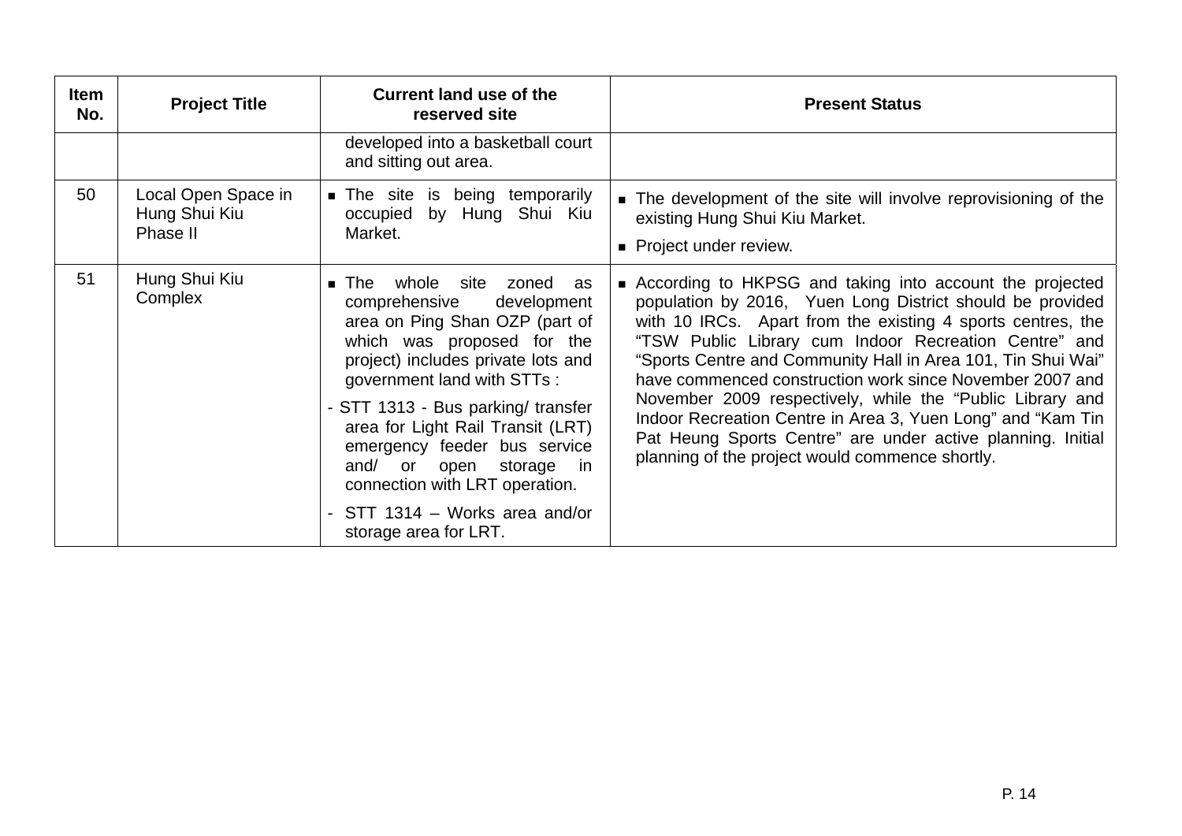| Item No. | Project Title | Current land use of the reserved site | Present Status |
|---|---|---|---|
| | | developed into a basketball court and sitting out area. | |
| 50 | Local Open Space in Hung Shui Kiu Phase II | ■ The site is being temporarily occupied by Hung Shui Kiu Market. | ■ The development of the site will involve reprovisioning of the existing Hung Shui Kiu Market.<br>■ Project under review. |
| 51 | Hung Shui Kiu Complex | ■ The whole site zoned as comprehensive development area on Ping Shan OZP (part of which was proposed for the project) includes private lots and government land with STTs :<br>- STT 1313 - Bus parking/ transfer area for Light Rail Transit (LRT) emergency feeder bus service and/ or open storage in connection with LRT operation.<br>- STT 1314 – Works area and/or storage area for LRT. | ■ According to HKPSG and taking into account the projected population by 2016, Yuen Long District should be provided with 10 IRCs. Apart from the existing 4 sports centres, the "TSW Public Library cum Indoor Recreation Centre" and "Sports Centre and Community Hall in Area 101, Tin Shui Wai" have commenced construction work since November 2007 and November 2009 respectively, while the "Public Library and Indoor Recreation Centre in Area 3, Yuen Long" and "Kam Tin Pat Heung Sports Centre" are under active planning. Initial planning of the project would commence shortly. |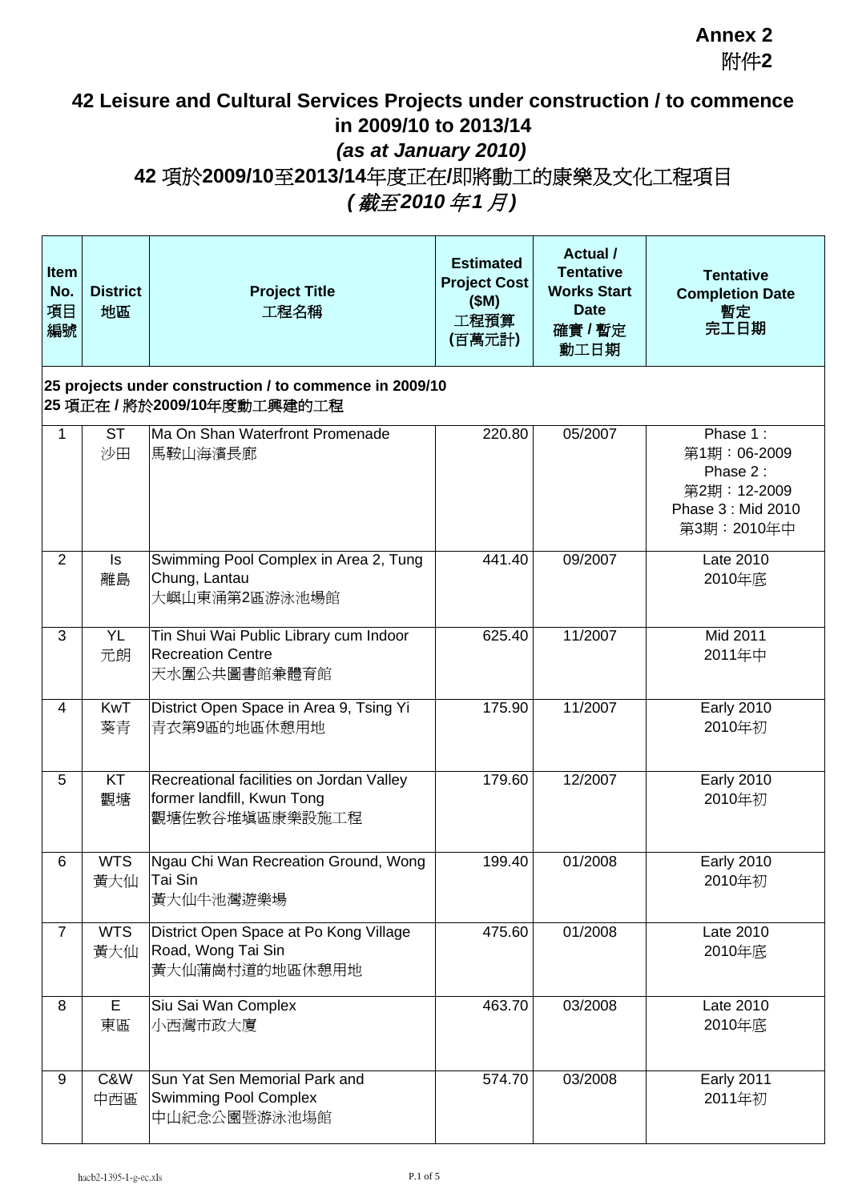**Annex 2**
附件**2**

# 42 Leisure and Cultural Services Projects under construction / to commence in 2009/10 to 2013/14
## *(as at January 2010)*
## 42 項於2009/10至2013/14年度正在/即將動工的康樂及文化工程項目
## *(截至2010 年1 月)*

| Item No. 項目編號 | District 地區 | Project Title 工程名稱 | Estimated Project Cost ($M) 工程預算 (百萬元計) | Actual / Tentative Works Start Date 確實 / 暫定 動工日期 | Tentative Completion Date 暫定 完工日期 |
|---|---|---|---|---|---|
| **25 projects under construction / to commence in 2009/10<br>25 項正在 / 將於2009/10年度動工興建的工程** | | | | | |
| 1 | ST 沙田 | Ma On Shan Waterfront Promenade<br>馬鞍山海濱長廊 | 220.80 | 05/2007 | Phase 1 :<br>第1期：06-2009<br>Phase 2 :<br>第2期：12-2009<br>Phase 3 : Mid 2010<br>第3期：2010年中 |
| 2 | Is 離島 | Swimming Pool Complex in Area 2, Tung Chung, Lantau<br>大嶼山東涌第2區游泳池場館 | 441.40 | 09/2007 | Late 2010<br>2010年底 |
| 3 | YL 元朗 | Tin Shui Wai Public Library cum Indoor Recreation Centre<br>天水圍公共圖書館兼體育館 | 625.40 | 11/2007 | Mid 2011<br>2011年中 |
| 4 | KwT 葵青 | District Open Space in Area 9, Tsing Yi<br>青衣第9區的地區休憩用地 | 175.90 | 11/2007 | Early 2010<br>2010年初 |
| 5 | KT 觀塘 | Recreational facilities on Jordan Valley former landfill, Kwun Tong<br>觀塘佐敦谷堆填區康樂設施工程 | 179.60 | 12/2007 | Early 2010<br>2010年初 |
| 6 | WTS 黃大仙 | Ngau Chi Wan Recreation Ground, Wong Tai Sin<br>黃大仙牛池灣遊樂場 | 199.40 | 01/2008 | Early 2010<br>2010年初 |
| 7 | WTS 黃大仙 | District Open Space at Po Kong Village Road, Wong Tai Sin<br>黃大仙蒲崗村道的地區休憩用地 | 475.60 | 01/2008 | Late 2010<br>2010年底 |
| 8 | E 東區 | Siu Sai Wan Complex<br>小西灣市政大廈 | 463.70 | 03/2008 | Late 2010<br>2010年底 |
| 9 | C&W 中西區 | Sun Yat Sen Memorial Park and Swimming Pool Complex<br>中山紀念公園暨游泳池場館 | 574.70 | 03/2008 | Early 2011<br>2011年初 |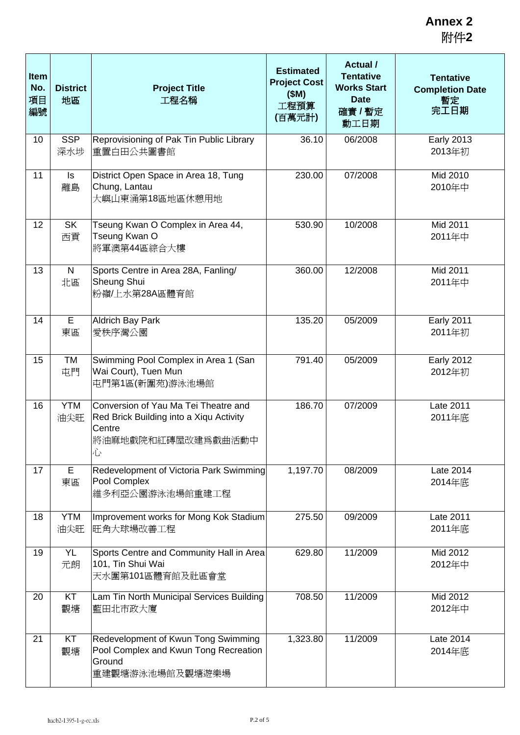**Annex 2**
**附件2**

| Item No. 項目編號 | District 地區 | Project Title 工程名稱 | Estimated Project Cost ($M) 工程預算 (百萬元計) | Actual / Tentative Works Start Date 確實 / 暫定 動工日期 | Tentative Completion Date 暫定 完工日期 |
|---|---|---|---|---|---|
| 10 | SSP 深水埗 | Reprovisioning of Pak Tin Public Library 重置白田公共圖書館 | 36.10 | 06/2008 | Early 2013 2013年初 |
| 11 | Is 離島 | District Open Space in Area 18, Tung Chung, Lantau 大嶼山東涌第18區地區休憩用地 | 230.00 | 07/2008 | Mid 2010 2010年中 |
| 12 | SK 西貢 | Tseung Kwan O Complex in Area 44, Tseung Kwan O 將軍澳第44區綜合大樓 | 530.90 | 10/2008 | Mid 2011 2011年中 |
| 13 | N 北區 | Sports Centre in Area 28A, Fanling/ Sheung Shui 粉嶺/上水第28A區體育館 | 360.00 | 12/2008 | Mid 2011 2011年中 |
| 14 | E 東區 | Aldrich Bay Park 愛秩序灣公園 | 135.20 | 05/2009 | Early 2011 2011年初 |
| 15 | TM 屯門 | Swimming Pool Complex in Area 1 (San Wai Court), Tuen Mun 屯門第1區(新圍苑)游泳池場館 | 791.40 | 05/2009 | Early 2012 2012年初 |
| 16 | YTM 油尖旺 | Conversion of Yau Ma Tei Theatre and Red Brick Building into a Xiqu Activity Centre 將油麻地戲院和紅磚屋改建爲戲曲活動中心 | 186.70 | 07/2009 | Late 2011 2011年底 |
| 17 | E 東區 | Redevelopment of Victoria Park Swimming Pool Complex 維多利亞公園游泳池場館重建工程 | 1,197.70 | 08/2009 | Late 2014 2014年底 |
| 18 | YTM 油尖旺 | Improvement works for Mong Kok Stadium 旺角大球場改善工程 | 275.50 | 09/2009 | Late 2011 2011年底 |
| 19 | YL 元朗 | Sports Centre and Community Hall in Area 101, Tin Shui Wai 天水圍第101區體育館及社區會堂 | 629.80 | 11/2009 | Mid 2012 2012年中 |
| 20 | KT 觀塘 | Lam Tin North Municipal Services Building 藍田北市政大廈 | 708.50 | 11/2009 | Mid 2012 2012年中 |
| 21 | KT 觀塘 | Redevelopment of Kwun Tong Swimming Pool Complex and Kwun Tong Recreation Ground 重建觀塘游泳池場館及觀塘遊樂場 | 1,323.80 | 11/2009 | Late 2014 2014年底 |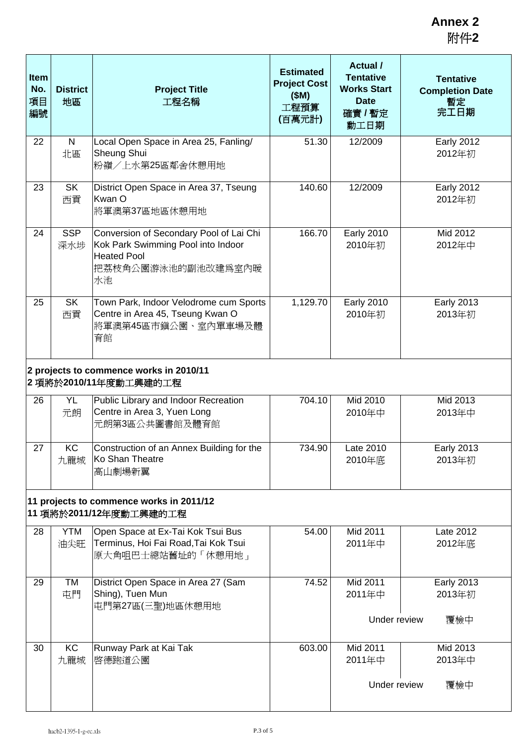**Annex 2**
**附件2**

| Item No. 項目編號 | District 地區 | Project Title 工程名稱 | Estimated Project Cost ($M) 工程預算 (百萬元計) | Actual / Tentative Works Start Date 確實 / 暫定 動工日期 | Tentative Completion Date 暫定 完工日期 |
|---|---|---|---|---|---|
| 22 | N 北區 | Local Open Space in Area 25, Fanling/ Sheung Shui 粉嶺／上水第25區鄰舍休憩用地 | 51.30 | 12/2009 | Early 2012 2012年初 |
| 23 | SK 西貢 | District Open Space in Area 37, Tseung Kwan O 將軍澳第37區地區休憩用地 | 140.60 | 12/2009 | Early 2012 2012年初 |
| 24 | SSP 深水埗 | Conversion of Secondary Pool of Lai Chi Kok Park Swimming Pool into Indoor Heated Pool 把荔枝角公園游泳池的副池改建為室內暖水池 | 166.70 | Early 2010 2010年初 | Mid 2012 2012年中 |
| 25 | SK 西貢 | Town Park, Indoor Velodrome cum Sports Centre in Area 45, Tseung Kwan O 將軍澳第45區市鎮公園、室內單車場及體育館 | 1,129.70 | Early 2010 2010年初 | Early 2013 2013年初 |
| **2 projects to commence works in 2010/11 2 項將於2010/11年度動工興建的工程** | | | | | |
| 26 | YL 元朗 | Public Library and Indoor Recreation Centre in Area 3, Yuen Long 元朗第3區公共圖書館及體育館 | 704.10 | Mid 2010 2010年中 | Mid 2013 2013年中 |
| 27 | KC 九龍城 | Construction of an Annex Building for the Ko Shan Theatre 高山劇場新翼 | 734.90 | Late 2010 2010年底 | Early 2013 2013年初 |
| **11 projects to commence works in 2011/12 11 項將於2011/12年度動工興建的工程** | | | | | |
| 28 | YTM 油尖旺 | Open Space at Ex-Tai Kok Tsui Bus Terminus, Hoi Fai Road,Tai Kok Tsui 原大角咀巴士總站舊址的「休憩用地」 | 54.00 | Mid 2011 2011年中 | Late 2012 2012年底 |
| 29 | TM 屯門 | District Open Space in Area 27 (Sam Shing), Tuen Mun 屯門第27區(三聖)地區休憩用地 | 74.52 | Mid 2011 2011年中 Under review | Early 2013 2013年初 覆檢中 |
| 30 | KC 九龍城 | Runway Park at Kai Tak 啓德跑道公園 | 603.00 | Mid 2011 2011年中 Under review | Mid 2013 2013年中 覆檢中 |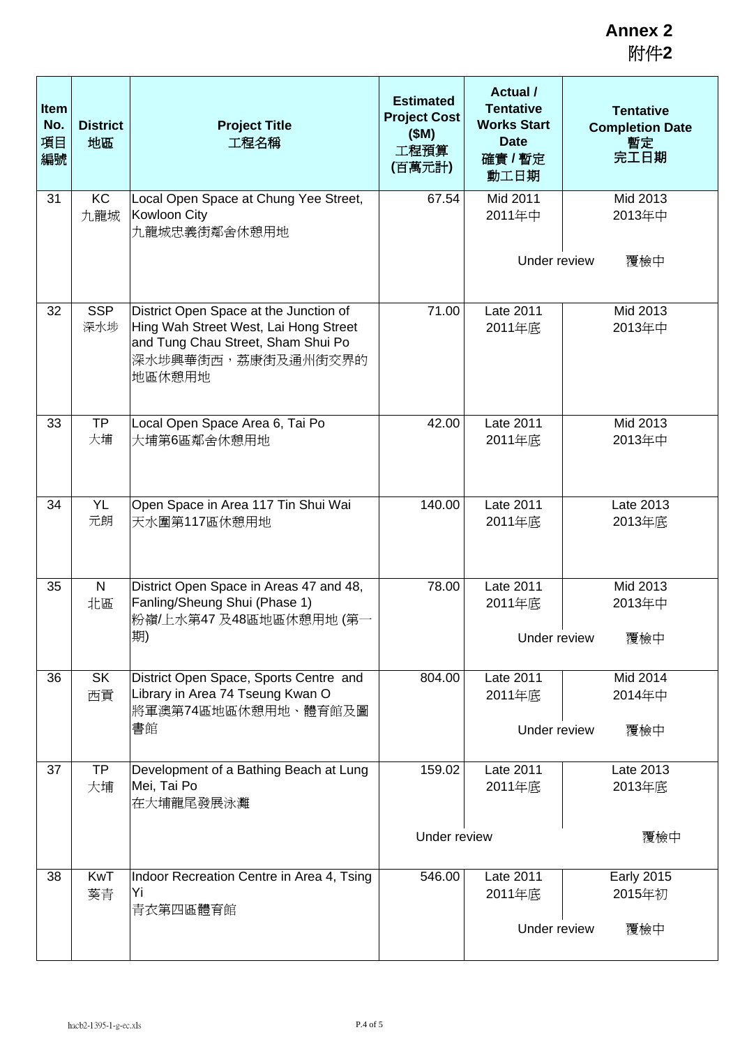**Annex 2**
附件**2**

| Item No. 項目編號 | District 地區 | Project Title 工程名稱 | Estimated Project Cost ($M) 工程預算 (百萬元計) | Actual / Tentative Works Start Date 確實 / 暫定 動工日期 | Tentative Completion Date 暫定 完工日期 |
|---|---|---|---|---|---|
| 31 | KC 九龍城 | Local Open Space at Chung Yee Street, Kowloon City 九龍城忠義街鄰舍休憩用地 | 67.54 | Mid 2011 2011年中 Under review | Mid 2013 2013年中 覆檢中 |
| 32 | SSP 深水埗 | District Open Space at the Junction of Hing Wah Street West, Lai Hong Street and Tung Chau Street, Sham Shui Po 深水埗興華街西，荔康街及通州街交界的地區休憩用地 | 71.00 | Late 2011 2011年底 | Mid 2013 2013年中 |
| 33 | TP 大埔 | Local Open Space Area 6, Tai Po 大埔第6區鄰舍休憩用地 | 42.00 | Late 2011 2011年底 | Mid 2013 2013年中 |
| 34 | YL 元朗 | Open Space in Area 117 Tin Shui Wai 天水圍第117區休憩用地 | 140.00 | Late 2011 2011年底 | Late 2013 2013年底 |
| 35 | N 北區 | District Open Space in Areas 47 and 48, Fanling/Sheung Shui (Phase 1) 粉嶺/上水第47 及48區地區休憩用地 (第一期) | 78.00 | Late 2011 2011年底 Under review | Mid 2013 2013年中 覆檢中 |
| 36 | SK 西貢 | District Open Space, Sports Centre and Library in Area 74 Tseung Kwan O 將軍澳第74區地區休憩用地、體育館及圖書館 | 804.00 | Late 2011 2011年底 Under review | Mid 2014 2014年中 覆檢中 |
| 37 | TP 大埔 | Development of a Bathing Beach at Lung Mei, Tai Po 在大埔龍尾發展泳灘 | 159.02 Under review | Late 2011 2011年底 | Late 2013 2013年底 覆檢中 |
| 38 | KwT 葵青 | Indoor Recreation Centre in Area 4, Tsing Yi 青衣第四區體育館 | 546.00 | Late 2011 2011年底 Under review | Early 2015 2015年初 覆檢中 |

hacb2-1395-1-g-ec.xls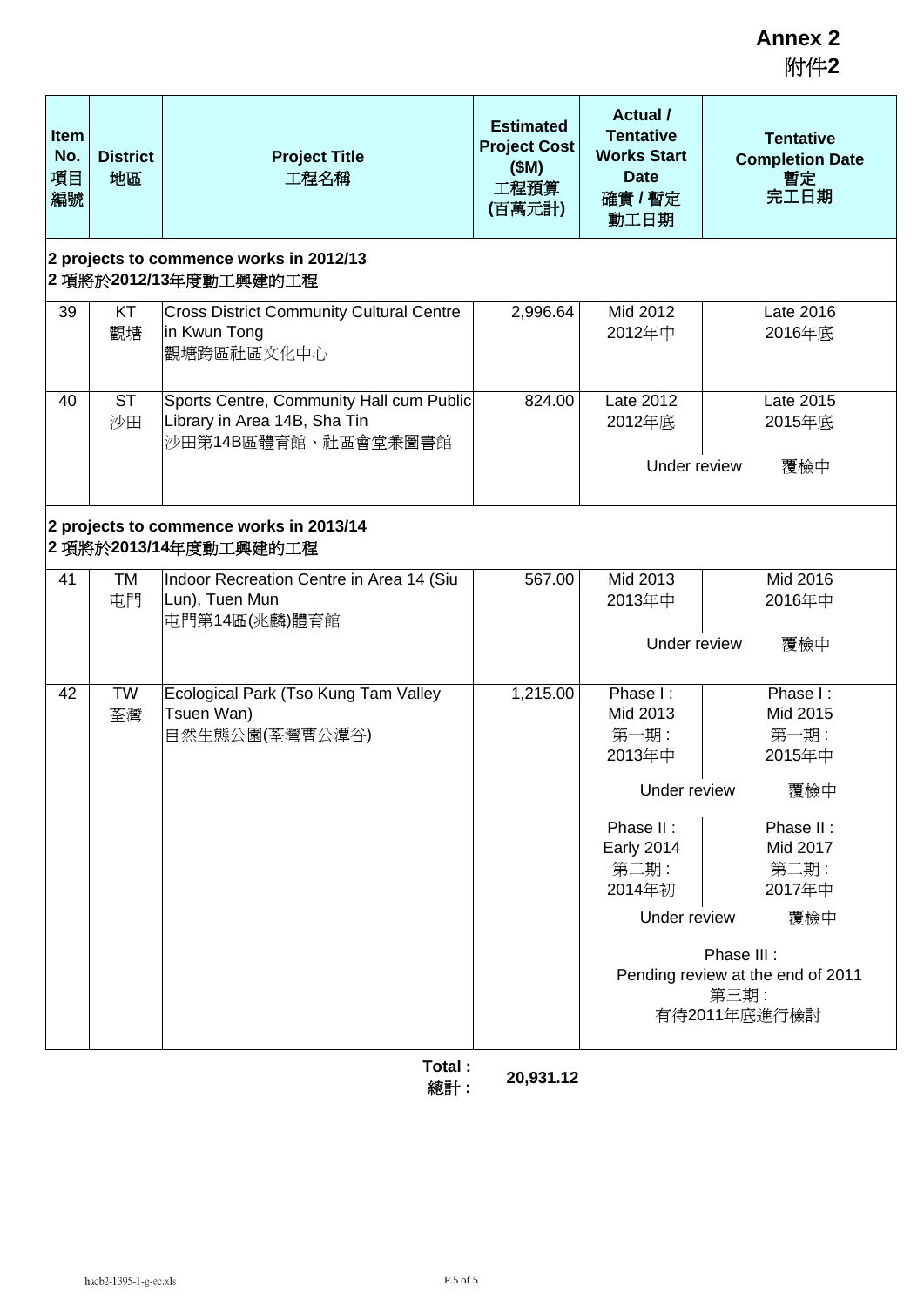**Annex 2**
**附件2**

| Item No. 項目編號 | District 地區 | Project Title 工程名稱 | Estimated Project Cost ($M) 工程預算 (百萬元計) | Actual / Tentative Works Start Date 確實 / 暫定 動工日期 | Tentative Completion Date 暫定 完工日期 |
|---|---|---|---|---|---|
| **2 projects to commence works in 2012/13 2 項將於2012/13年度動工興建的工程** | | | | | |
| 39 | KT 觀塘 | Cross District Community Cultural Centre in Kwun Tong 觀塘跨區社區文化中心 | 2,996.64 | Mid 2012 2012年中 | Late 2016 2016年底 |
| 40 | ST 沙田 | Sports Centre, Community Hall cum Public Library in Area 14B, Sha Tin 沙田第14B區體育館、社區會堂兼圖書館 | 824.00 | Late 2012 2012年底 | Late 2015 2015年底 |
| | | | | Under review 覆檢中 | |
| **2 projects to commence works in 2013/14 2 項將於2013/14年度動工興建的工程** | | | | | |
| 41 | TM 屯門 | Indoor Recreation Centre in Area 14 (Siu Lun), Tuen Mun 屯門第14區(兆麟)體育館 | 567.00 | Mid 2013 2013年中 | Mid 2016 2016年中 |
| | | | | Under review 覆檢中 | |
| 42 | TW 荃灣 | Ecological Park (Tso Kung Tam Valley Tsuen Wan) 自然生態公園(荃灣曹公潭谷) | 1,215.00 | Phase I : Mid 2013 第一期 : 2013年中 | Phase I : Mid 2015 第一期 : 2015年中 |
| | | | | Under review 覆檢中 | |
| | | | | Phase II : Early 2014 第二期 : 2014年初 | Phase II : Mid 2017 第二期 : 2017年中 |
| | | | | Under review 覆檢中 | |
| | | | | Phase III : Pending review at the end of 2011 第三期 : 有待2011年底進行檢討 | |
| | | **Total : 總計 :** | **20,931.12** | | |